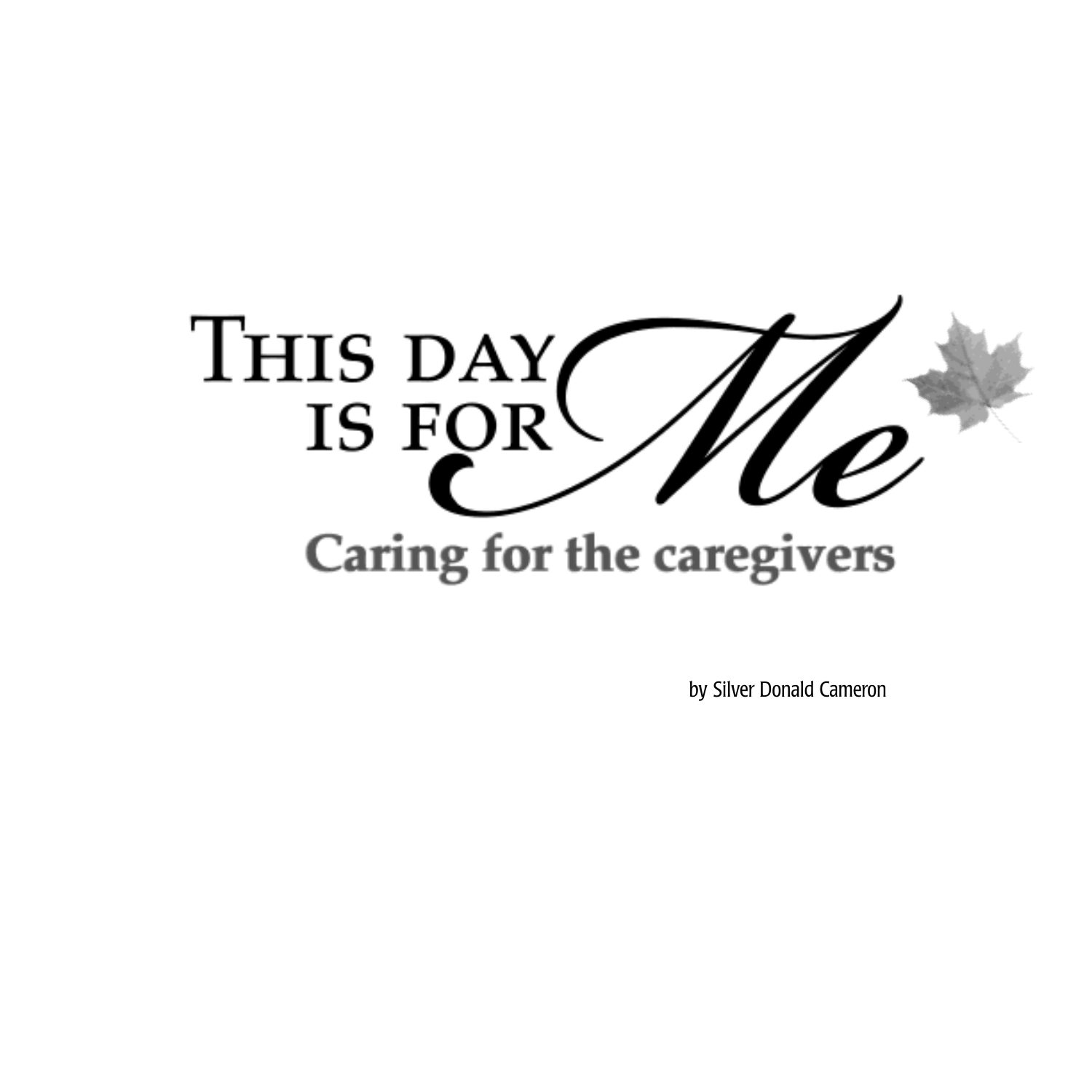# This Day Is For Me

## Caring for the caregivers

by Silver Donald Cameron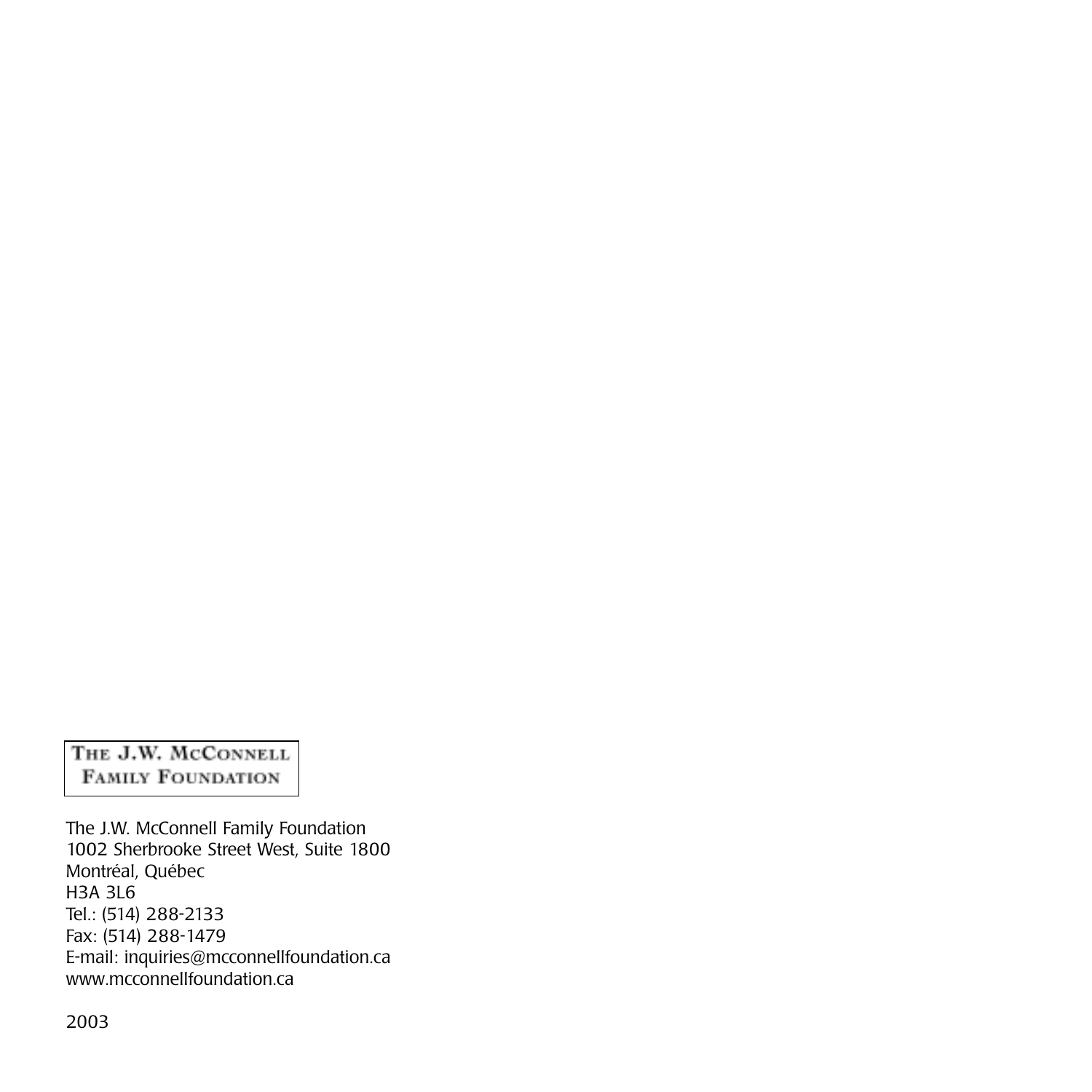THE J.W. MCCONNELL
FAMILY FOUNDATION

The J.W. McConnell Family Foundation
1002 Sherbrooke Street West, Suite 1800
Montréal, Québec
H3A 3L6
Tel.: (514) 288-2133
Fax: (514) 288-1479
E-mail: inquiries@mcconnellfoundation.ca
www.mcconnellfoundation.ca

2003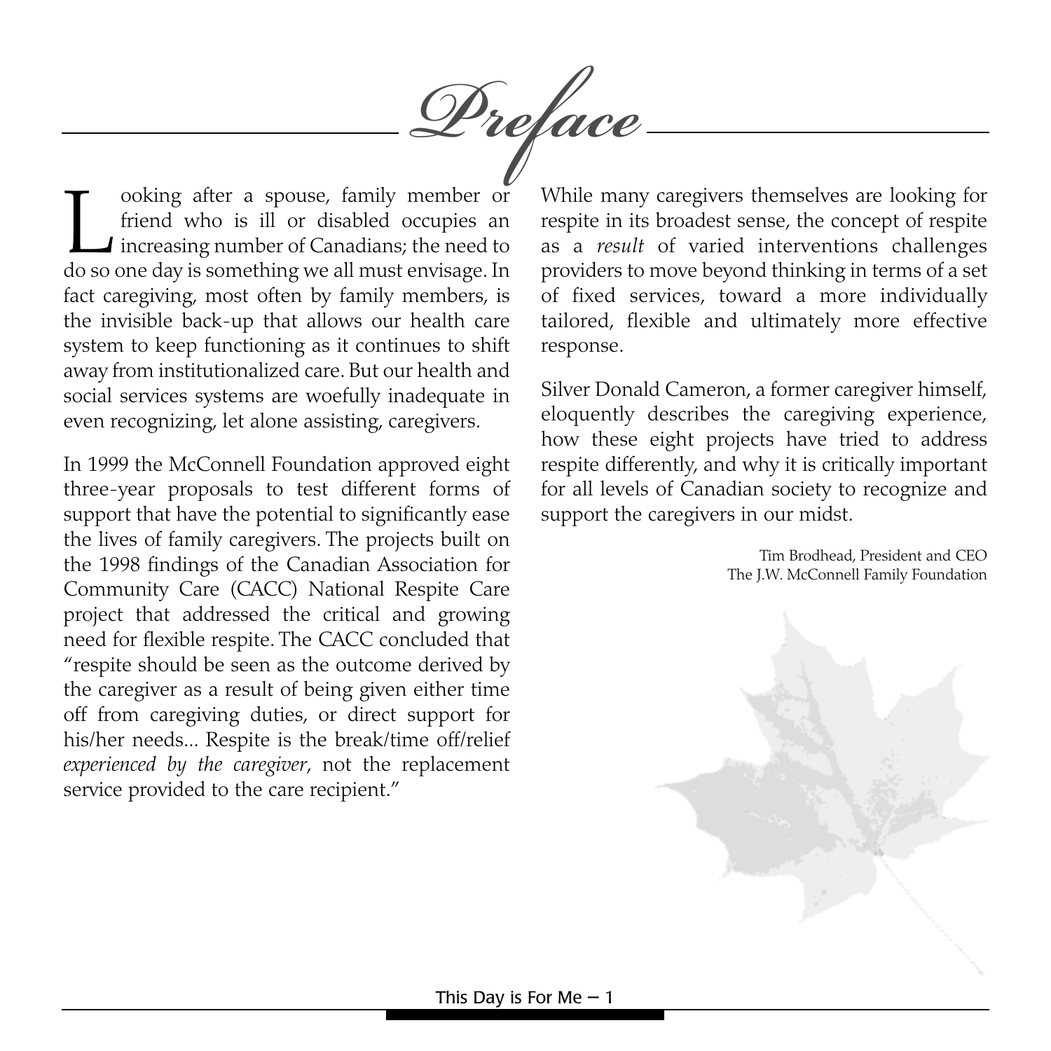# Preface

Looking after a spouse, family member or friend who is ill or disabled occupies an increasing number of Canadians; the need to do so one day is something we all must envisage. In fact caregiving, most often by family members, is the invisible back-up that allows our health care system to keep functioning as it continues to shift away from institutionalized care. But our health and social services systems are woefully inadequate in even recognizing, let alone assisting, caregivers.

In 1999 the McConnell Foundation approved eight three-year proposals to test different forms of support that have the potential to significantly ease the lives of family caregivers. The projects built on the 1998 findings of the Canadian Association for Community Care (CACC) National Respite Care project that addressed the critical and growing need for flexible respite. The CACC concluded that "respite should be seen as the outcome derived by the caregiver as a result of being given either time off from caregiving duties, or direct support for his/her needs... Respite is the break/time off/relief *experienced by the caregiver*, not the replacement service provided to the care recipient."

While many caregivers themselves are looking for respite in its broadest sense, the concept of respite as a *result* of varied interventions challenges providers to move beyond thinking in terms of a set of fixed services, toward a more individually tailored, flexible and ultimately more effective response.

Silver Donald Cameron, a former caregiver himself, eloquently describes the caregiving experience, how these eight projects have tried to address respite differently, and why it is critically important for all levels of Canadian society to recognize and support the caregivers in our midst.

Tim Brodhead, President and CEO
The J.W. McConnell Family Foundation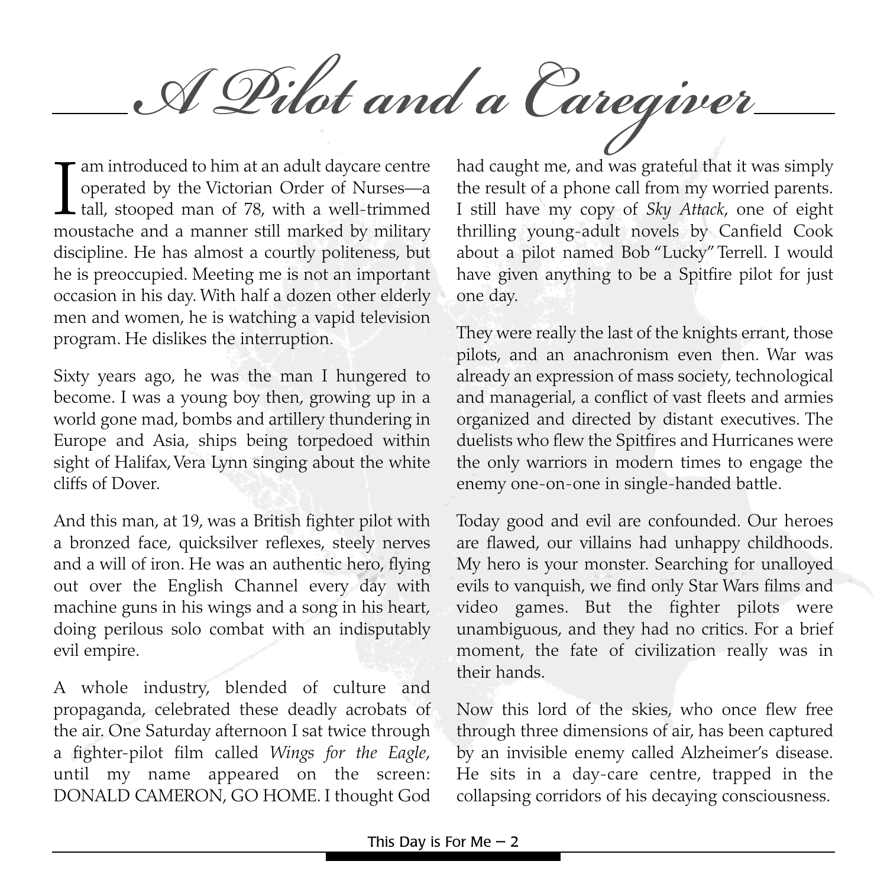# A Pilot and a Caregiver

I am introduced to him at an adult daycare centre operated by the Victorian Order of Nurses—a tall, stooped man of 78, with a well-trimmed moustache and a manner still marked by military discipline. He has almost a courtly politeness, but he is preoccupied. Meeting me is not an important occasion in his day. With half a dozen other elderly men and women, he is watching a vapid television program. He dislikes the interruption.

Sixty years ago, he was the man I hungered to become. I was a young boy then, growing up in a world gone mad, bombs and artillery thundering in Europe and Asia, ships being torpedoed within sight of Halifax, Vera Lynn singing about the white cliffs of Dover.

And this man, at 19, was a British fighter pilot with a bronzed face, quicksilver reflexes, steely nerves and a will of iron. He was an authentic hero, flying out over the English Channel every day with machine guns in his wings and a song in his heart, doing perilous solo combat with an indisputably evil empire.

A whole industry, blended of culture and propaganda, celebrated these deadly acrobats of the air. One Saturday afternoon I sat twice through a fighter-pilot film called *Wings for the Eagle*, until my name appeared on the screen: DONALD CAMERON, GO HOME. I thought God had caught me, and was grateful that it was simply the result of a phone call from my worried parents. I still have my copy of *Sky Attack*, one of eight thrilling young-adult novels by Canfield Cook about a pilot named Bob "Lucky" Terrell. I would have given anything to be a Spitfire pilot for just one day.

They were really the last of the knights errant, those pilots, and an anachronism even then. War was already an expression of mass society, technological and managerial, a conflict of vast fleets and armies organized and directed by distant executives. The duelists who flew the Spitfires and Hurricanes were the only warriors in modern times to engage the enemy one-on-one in single-handed battle.

Today good and evil are confounded. Our heroes are flawed, our villains had unhappy childhoods. My hero is your monster. Searching for unalloyed evils to vanquish, we find only Star Wars films and video games. But the fighter pilots were unambiguous, and they had no critics. For a brief moment, the fate of civilization really was in their hands.

Now this lord of the skies, who once flew free through three dimensions of air, has been captured by an invisible enemy called Alzheimer's disease. He sits in a day-care centre, trapped in the collapsing corridors of his decaying consciousness.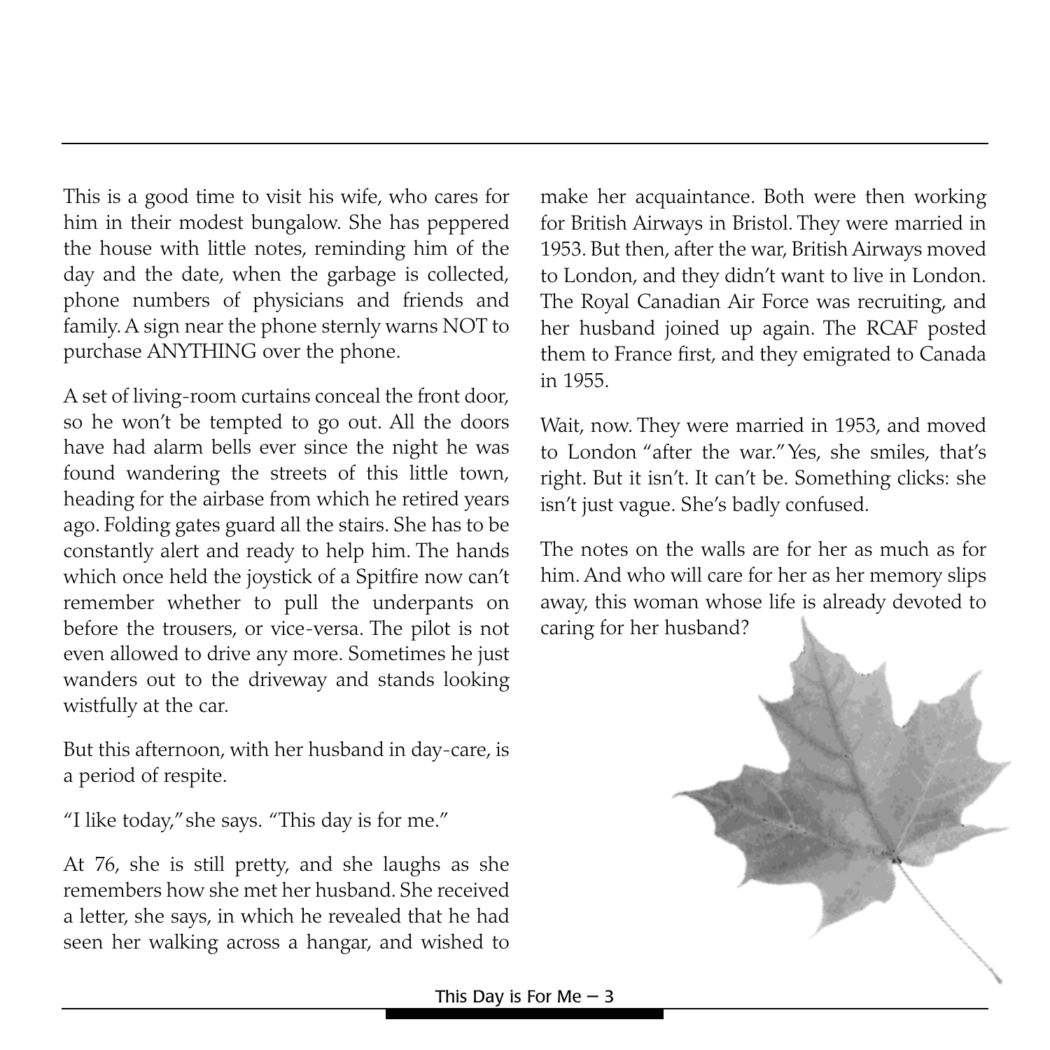This is a good time to visit his wife, who cares for him in their modest bungalow. She has peppered the house with little notes, reminding him of the day and the date, when the garbage is collected, phone numbers of physicians and friends and family. A sign near the phone sternly warns NOT to purchase ANYTHING over the phone.

A set of living-room curtains conceal the front door, so he won't be tempted to go out. All the doors have had alarm bells ever since the night he was found wandering the streets of this little town, heading for the airbase from which he retired years ago. Folding gates guard all the stairs. She has to be constantly alert and ready to help him. The hands which once held the joystick of a Spitfire now can't remember whether to pull the underpants on before the trousers, or vice-versa. The pilot is not even allowed to drive any more. Sometimes he just wanders out to the driveway and stands looking wistfully at the car.

But this afternoon, with her husband in day-care, is a period of respite.

"I like today," she says. "This day is for me."

At 76, she is still pretty, and she laughs as she remembers how she met her husband. She received a letter, she says, in which he revealed that he had seen her walking across a hangar, and wished to make her acquaintance. Both were then working for British Airways in Bristol. They were married in 1953. But then, after the war, British Airways moved to London, and they didn't want to live in London. The Royal Canadian Air Force was recruiting, and her husband joined up again. The RCAF posted them to France first, and they emigrated to Canada in 1955.

Wait, now. They were married in 1953, and moved to London "after the war." Yes, she smiles, that's right. But it isn't. It can't be. Something clicks: she isn't just vague. She's badly confused.

The notes on the walls are for her as much as for him. And who will care for her as her memory slips away, this woman whose life is already devoted to caring for her husband?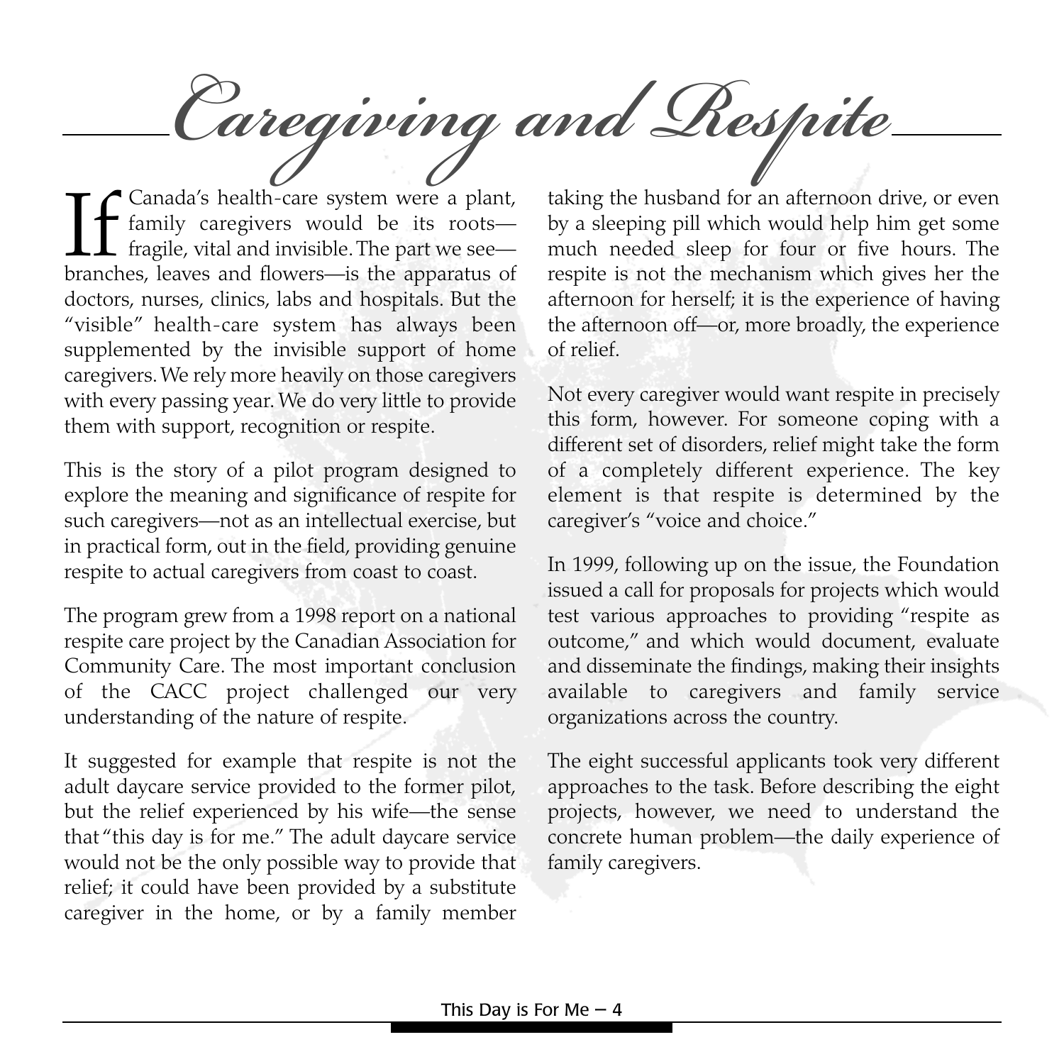# Caregiving and Respite

If Canada's health-care system were a plant, family caregivers would be its roots—fragile, vital and invisible. The part we see—branches, leaves and flowers—is the apparatus of doctors, nurses, clinics, labs and hospitals. But the "visible" health-care system has always been supplemented by the invisible support of home caregivers. We rely more heavily on those caregivers with every passing year. We do very little to provide them with support, recognition or respite.

This is the story of a pilot program designed to explore the meaning and significance of respite for such caregivers—not as an intellectual exercise, but in practical form, out in the field, providing genuine respite to actual caregivers from coast to coast.

The program grew from a 1998 report on a national respite care project by the Canadian Association for Community Care. The most important conclusion of the CACC project challenged our very understanding of the nature of respite.

It suggested for example that respite is not the adult daycare service provided to the former pilot, but the relief experienced by his wife—the sense that "this day is for me." The adult daycare service would not be the only possible way to provide that relief; it could have been provided by a substitute caregiver in the home, or by a family member taking the husband for an afternoon drive, or even by a sleeping pill which would help him get some much needed sleep for four or five hours. The respite is not the mechanism which gives her the afternoon for herself; it is the experience of having the afternoon off—or, more broadly, the experience of relief.

Not every caregiver would want respite in precisely this form, however. For someone coping with a different set of disorders, relief might take the form of a completely different experience. The key element is that respite is determined by the caregiver's "voice and choice."

In 1999, following up on the issue, the Foundation issued a call for proposals for projects which would test various approaches to providing "respite as outcome," and which would document, evaluate and disseminate the findings, making their insights available to caregivers and family service organizations across the country.

The eight successful applicants took very different approaches to the task. Before describing the eight projects, however, we need to understand the concrete human problem—the daily experience of family caregivers.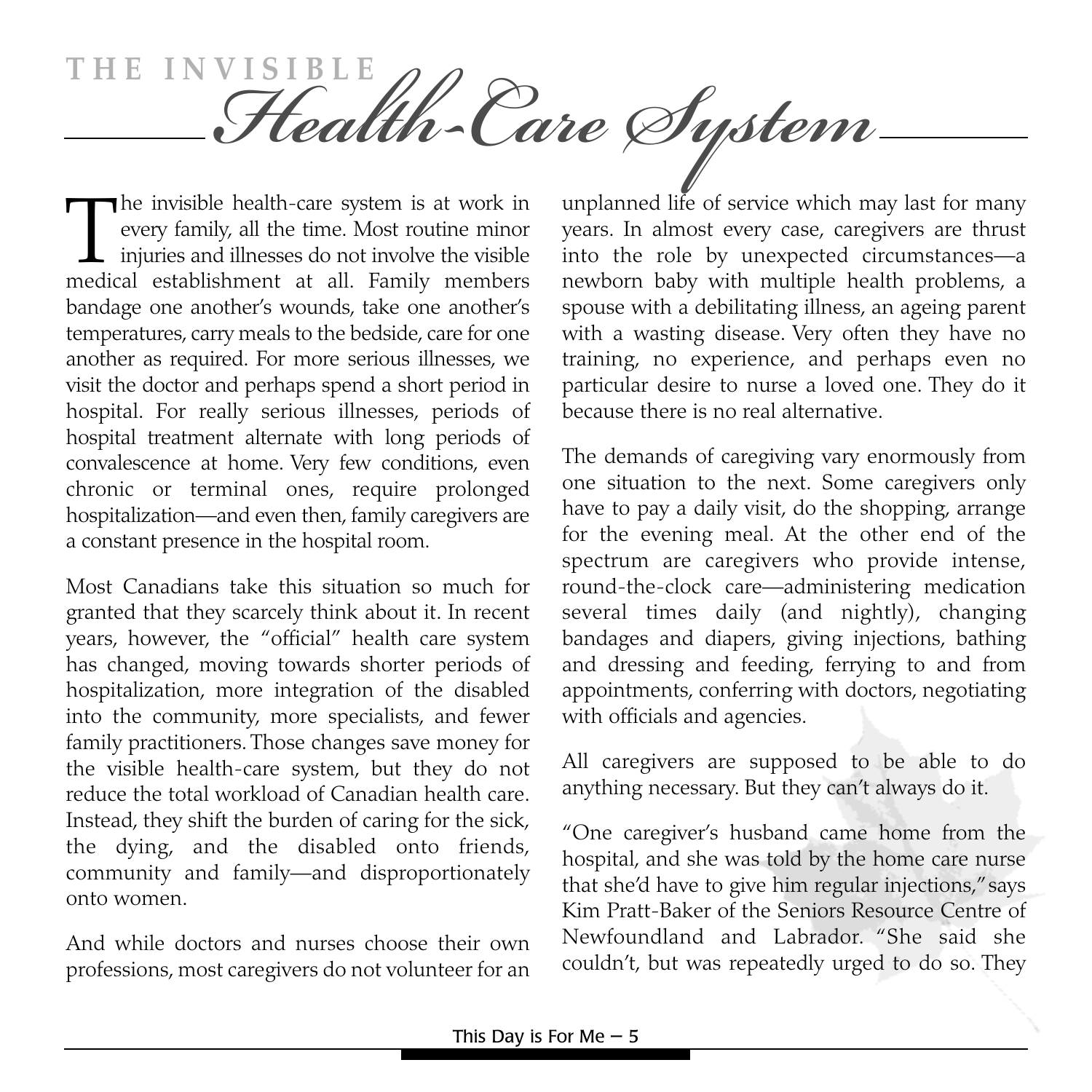# THE INVISIBLE *Health-Care System*

The invisible health-care system is at work in every family, all the time. Most routine minor injuries and illnesses do not involve the visible medical establishment at all. Family members bandage one another's wounds, take one another's temperatures, carry meals to the bedside, care for one another as required. For more serious illnesses, we visit the doctor and perhaps spend a short period in hospital. For really serious illnesses, periods of hospital treatment alternate with long periods of convalescence at home. Very few conditions, even chronic or terminal ones, require prolonged hospitalization—and even then, family caregivers are a constant presence in the hospital room.

Most Canadians take this situation so much for granted that they scarcely think about it. In recent years, however, the "official" health care system has changed, moving towards shorter periods of hospitalization, more integration of the disabled into the community, more specialists, and fewer family practitioners. Those changes save money for the visible health-care system, but they do not reduce the total workload of Canadian health care. Instead, they shift the burden of caring for the sick, the dying, and the disabled onto friends, community and family—and disproportionately onto women.

And while doctors and nurses choose their own professions, most caregivers do not volunteer for an unplanned life of service which may last for many years. In almost every case, caregivers are thrust into the role by unexpected circumstances—a newborn baby with multiple health problems, a spouse with a debilitating illness, an ageing parent with a wasting disease. Very often they have no training, no experience, and perhaps even no particular desire to nurse a loved one. They do it because there is no real alternative.

The demands of caregiving vary enormously from one situation to the next. Some caregivers only have to pay a daily visit, do the shopping, arrange for the evening meal. At the other end of the spectrum are caregivers who provide intense, round-the-clock care—administering medication several times daily (and nightly), changing bandages and diapers, giving injections, bathing and dressing and feeding, ferrying to and from appointments, conferring with doctors, negotiating with officials and agencies.

All caregivers are supposed to be able to do anything necessary. But they can't always do it.

"One caregiver's husband came home from the hospital, and she was told by the home care nurse that she'd have to give him regular injections," says Kim Pratt-Baker of the Seniors Resource Centre of Newfoundland and Labrador. "She said she couldn't, but was repeatedly urged to do so. They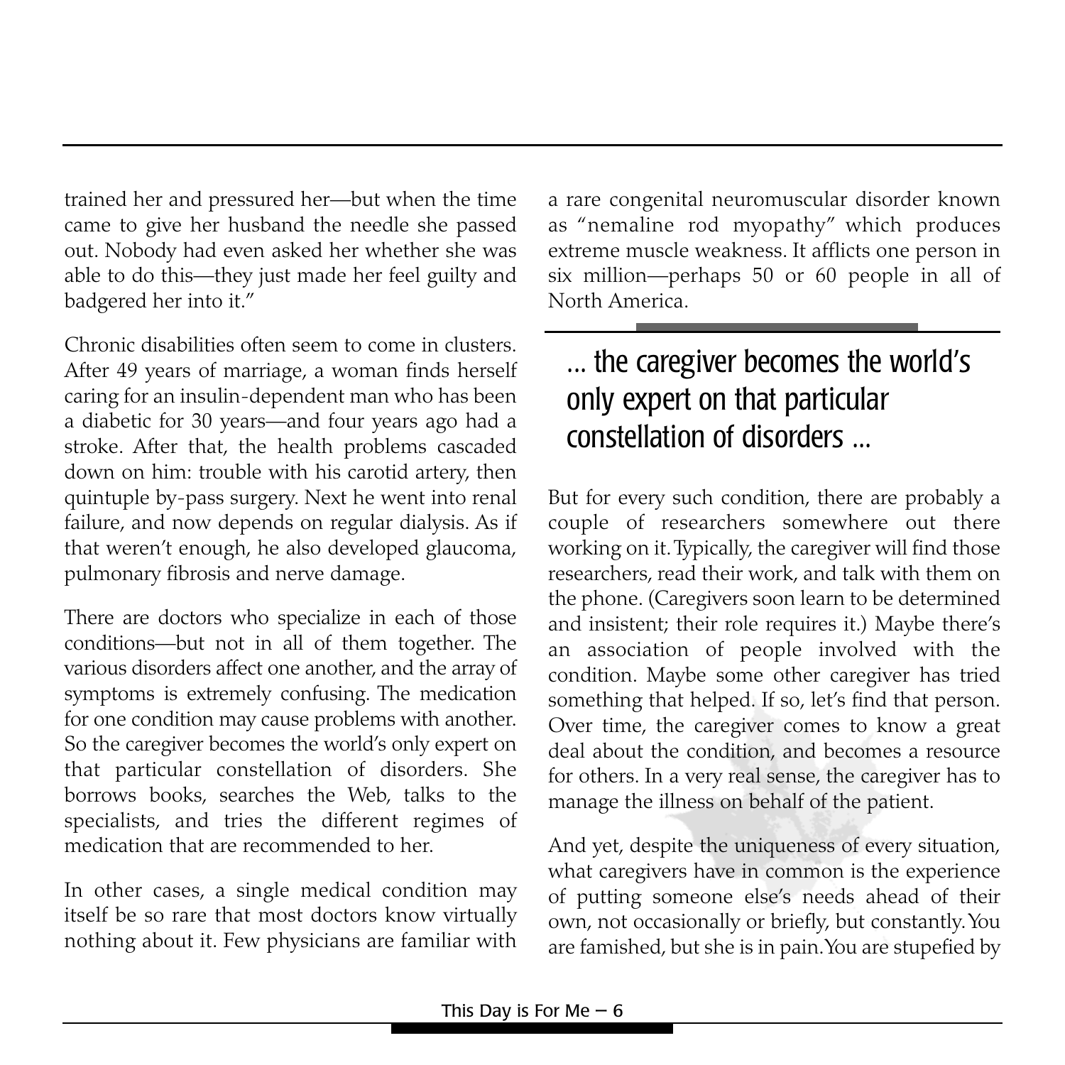trained her and pressured her—but when the time came to give her husband the needle she passed out. Nobody had even asked her whether she was able to do this—they just made her feel guilty and badgered her into it."

Chronic disabilities often seem to come in clusters. After 49 years of marriage, a woman finds herself caring for an insulin-dependent man who has been a diabetic for 30 years—and four years ago had a stroke. After that, the health problems cascaded down on him: trouble with his carotid artery, then quintuple by-pass surgery. Next he went into renal failure, and now depends on regular dialysis. As if that weren't enough, he also developed glaucoma, pulmonary fibrosis and nerve damage.

There are doctors who specialize in each of those conditions—but not in all of them together. The various disorders affect one another, and the array of symptoms is extremely confusing. The medication for one condition may cause problems with another. So the caregiver becomes the world's only expert on that particular constellation of disorders. She borrows books, searches the Web, talks to the specialists, and tries the different regimes of medication that are recommended to her.

In other cases, a single medical condition may itself be so rare that most doctors know virtually nothing about it. Few physicians are familiar with a rare congenital neuromuscular disorder known as "nemaline rod myopathy" which produces extreme muscle weakness. It afflicts one person in six million—perhaps 50 or 60 people in all of North America.

> ... the caregiver becomes the world's only expert on that particular constellation of disorders ...

But for every such condition, there are probably a couple of researchers somewhere out there working on it. Typically, the caregiver will find those researchers, read their work, and talk with them on the phone. (Caregivers soon learn to be determined and insistent; their role requires it.) Maybe there's an association of people involved with the condition. Maybe some other caregiver has tried something that helped. If so, let's find that person. Over time, the caregiver comes to know a great deal about the condition, and becomes a resource for others. In a very real sense, the caregiver has to manage the illness on behalf of the patient.

And yet, despite the uniqueness of every situation, what caregivers have in common is the experience of putting someone else's needs ahead of their own, not occasionally or briefly, but constantly. You are famished, but she is in pain. You are stupefied by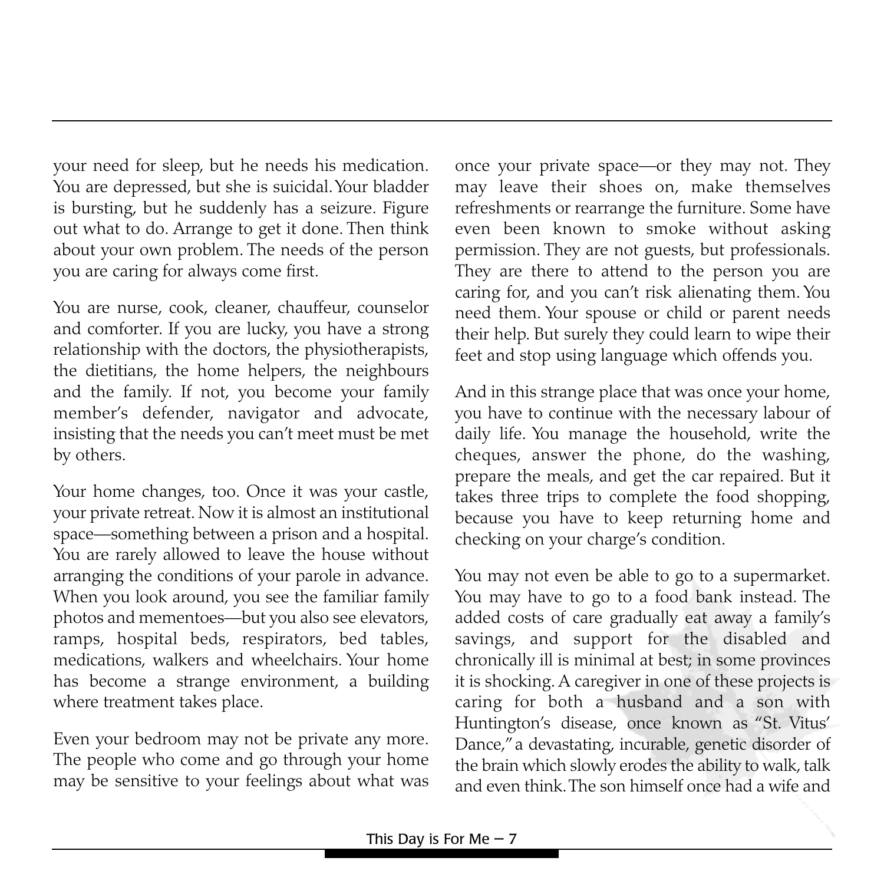your need for sleep, but he needs his medication. You are depressed, but she is suicidal. Your bladder is bursting, but he suddenly has a seizure. Figure out what to do. Arrange to get it done. Then think about your own problem. The needs of the person you are caring for always come first.

You are nurse, cook, cleaner, chauffeur, counselor and comforter. If you are lucky, you have a strong relationship with the doctors, the physiotherapists, the dietitians, the home helpers, the neighbours and the family. If not, you become your family member's defender, navigator and advocate, insisting that the needs you can't meet must be met by others.

Your home changes, too. Once it was your castle, your private retreat. Now it is almost an institutional space—something between a prison and a hospital. You are rarely allowed to leave the house without arranging the conditions of your parole in advance. When you look around, you see the familiar family photos and mementoes—but you also see elevators, ramps, hospital beds, respirators, bed tables, medications, walkers and wheelchairs. Your home has become a strange environment, a building where treatment takes place.

Even your bedroom may not be private any more. The people who come and go through your home may be sensitive to your feelings about what was once your private space—or they may not. They may leave their shoes on, make themselves refreshments or rearrange the furniture. Some have even been known to smoke without asking permission. They are not guests, but professionals. They are there to attend to the person you are caring for, and you can't risk alienating them. You need them. Your spouse or child or parent needs their help. But surely they could learn to wipe their feet and stop using language which offends you.

And in this strange place that was once your home, you have to continue with the necessary labour of daily life. You manage the household, write the cheques, answer the phone, do the washing, prepare the meals, and get the car repaired. But it takes three trips to complete the food shopping, because you have to keep returning home and checking on your charge's condition.

You may not even be able to go to a supermarket. You may have to go to a food bank instead. The added costs of care gradually eat away a family's savings, and support for the disabled and chronically ill is minimal at best; in some provinces it is shocking. A caregiver in one of these projects is caring for both a husband and a son with Huntington's disease, once known as "St. Vitus' Dance," a devastating, incurable, genetic disorder of the brain which slowly erodes the ability to walk, talk and even think. The son himself once had a wife and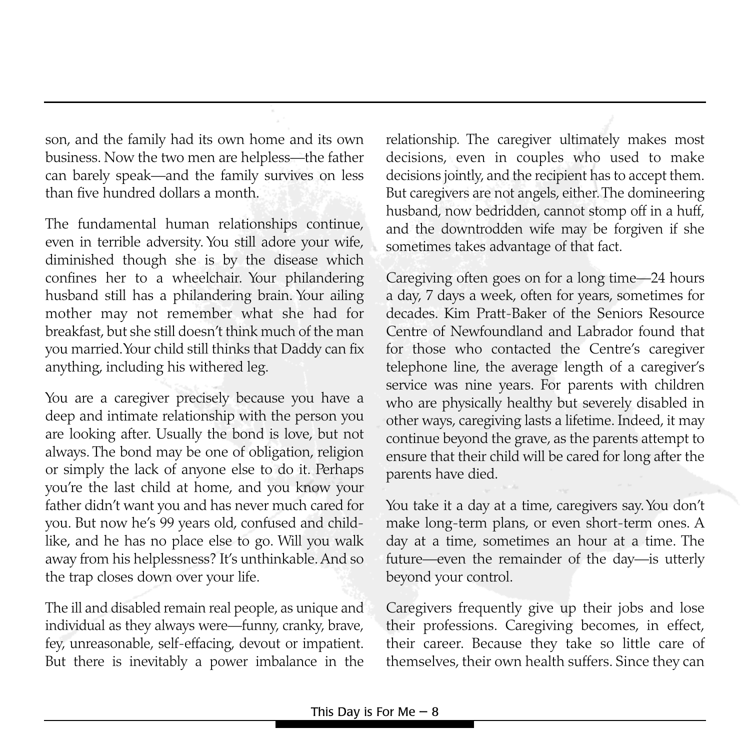son, and the family had its own home and its own business. Now the two men are helpless—the father can barely speak—and the family survives on less than five hundred dollars a month.

The fundamental human relationships continue, even in terrible adversity. You still adore your wife, diminished though she is by the disease which confines her to a wheelchair. Your philandering husband still has a philandering brain. Your ailing mother may not remember what she had for breakfast, but she still doesn't think much of the man you married. Your child still thinks that Daddy can fix anything, including his withered leg.

You are a caregiver precisely because you have a deep and intimate relationship with the person you are looking after. Usually the bond is love, but not always. The bond may be one of obligation, religion or simply the lack of anyone else to do it. Perhaps you're the last child at home, and you know your father didn't want you and has never much cared for you. But now he's 99 years old, confused and child-like, and he has no place else to go. Will you walk away from his helplessness? It's unthinkable. And so the trap closes down over your life.

The ill and disabled remain real people, as unique and individual as they always were—funny, cranky, brave, fey, unreasonable, self-effacing, devout or impatient. But there is inevitably a power imbalance in the relationship. The caregiver ultimately makes most decisions, even in couples who used to make decisions jointly, and the recipient has to accept them. But caregivers are not angels, either. The domineering husband, now bedridden, cannot stomp off in a huff, and the downtrodden wife may be forgiven if she sometimes takes advantage of that fact.

Caregiving often goes on for a long time—24 hours a day, 7 days a week, often for years, sometimes for decades. Kim Pratt-Baker of the Seniors Resource Centre of Newfoundland and Labrador found that for those who contacted the Centre's caregiver telephone line, the average length of a caregiver's service was nine years. For parents with children who are physically healthy but severely disabled in other ways, caregiving lasts a lifetime. Indeed, it may continue beyond the grave, as the parents attempt to ensure that their child will be cared for long after the parents have died.

You take it a day at a time, caregivers say. You don't make long-term plans, or even short-term ones. A day at a time, sometimes an hour at a time. The future—even the remainder of the day—is utterly beyond your control.

Caregivers frequently give up their jobs and lose their professions. Caregiving becomes, in effect, their career. Because they take so little care of themselves, their own health suffers. Since they can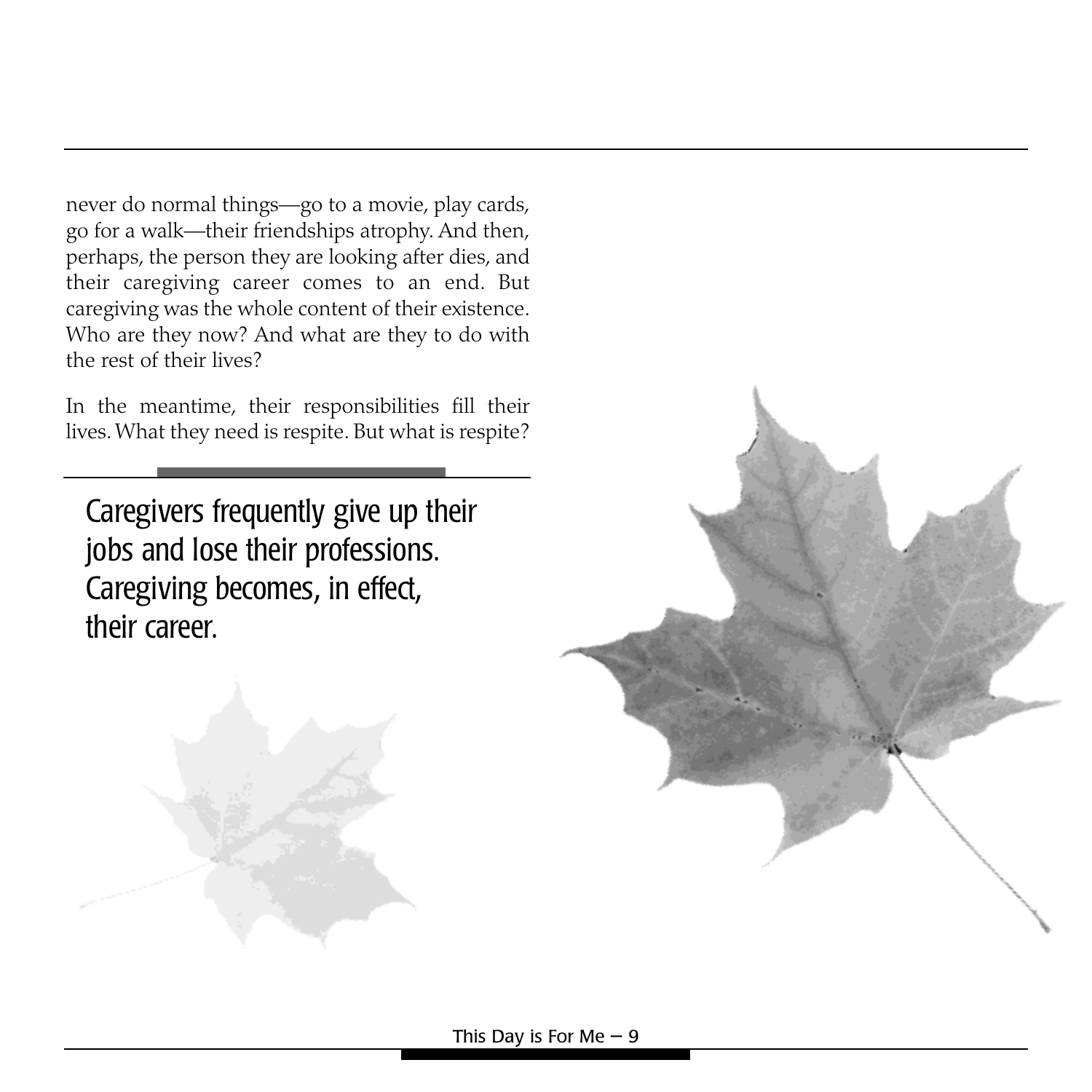never do normal things—go to a movie, play cards, go for a walk—their friendships atrophy. And then, perhaps, the person they are looking after dies, and their caregiving career comes to an end. But caregiving was the whole content of their existence. Who are they now? And what are they to do with the rest of their lives?

In the meantime, their responsibilities fill their lives. What they need is respite. But what is respite?

> Caregivers frequently give up their jobs and lose their professions. Caregiving becomes, in effect, their career.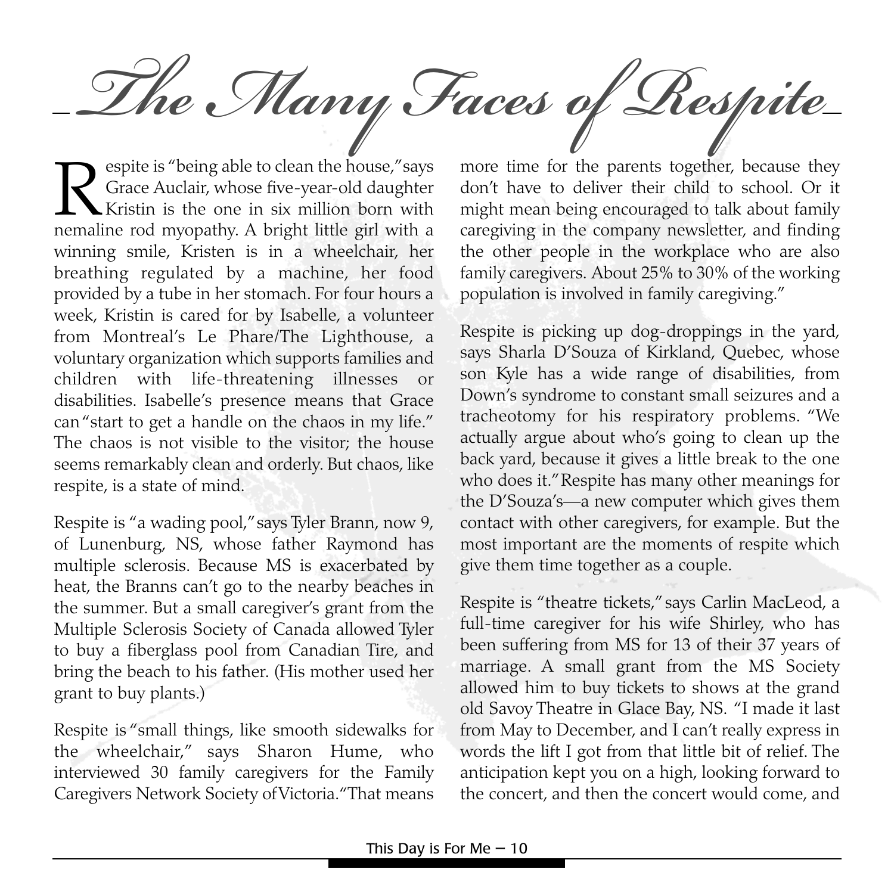# The Many Faces of Respite

Respite is "being able to clean the house," says Grace Auclair, whose five-year-old daughter Kristin is the one in six million born with nemaline rod myopathy. A bright little girl with a winning smile, Kristen is in a wheelchair, her breathing regulated by a machine, her food provided by a tube in her stomach. For four hours a week, Kristin is cared for by Isabelle, a volunteer from Montreal's Le Phare/The Lighthouse, a voluntary organization which supports families and children with life-threatening illnesses or disabilities. Isabelle's presence means that Grace can "start to get a handle on the chaos in my life." The chaos is not visible to the visitor; the house seems remarkably clean and orderly. But chaos, like respite, is a state of mind.

Respite is "a wading pool," says Tyler Brann, now 9, of Lunenburg, NS, whose father Raymond has multiple sclerosis. Because MS is exacerbated by heat, the Branns can't go to the nearby beaches in the summer. But a small caregiver's grant from the Multiple Sclerosis Society of Canada allowed Tyler to buy a fiberglass pool from Canadian Tire, and bring the beach to his father. (His mother used her grant to buy plants.)

Respite is "small things, like smooth sidewalks for the wheelchair," says Sharon Hume, who interviewed 30 family caregivers for the Family Caregivers Network Society of Victoria. "That means more time for the parents together, because they don't have to deliver their child to school. Or it might mean being encouraged to talk about family caregiving in the company newsletter, and finding the other people in the workplace who are also family caregivers. About 25% to 30% of the working population is involved in family caregiving."

Respite is picking up dog-droppings in the yard, says Sharla D'Souza of Kirkland, Quebec, whose son Kyle has a wide range of disabilities, from Down's syndrome to constant small seizures and a tracheotomy for his respiratory problems. "We actually argue about who's going to clean up the back yard, because it gives a little break to the one who does it." Respite has many other meanings for the D'Souza's—a new computer which gives them contact with other caregivers, for example. But the most important are the moments of respite which give them time together as a couple.

Respite is "theatre tickets," says Carlin MacLeod, a full-time caregiver for his wife Shirley, who has been suffering from MS for 13 of their 37 years of marriage. A small grant from the MS Society allowed him to buy tickets to shows at the grand old Savoy Theatre in Glace Bay, NS. "I made it last from May to December, and I can't really express in words the lift I got from that little bit of relief. The anticipation kept you on a high, looking forward to the concert, and then the concert would come, and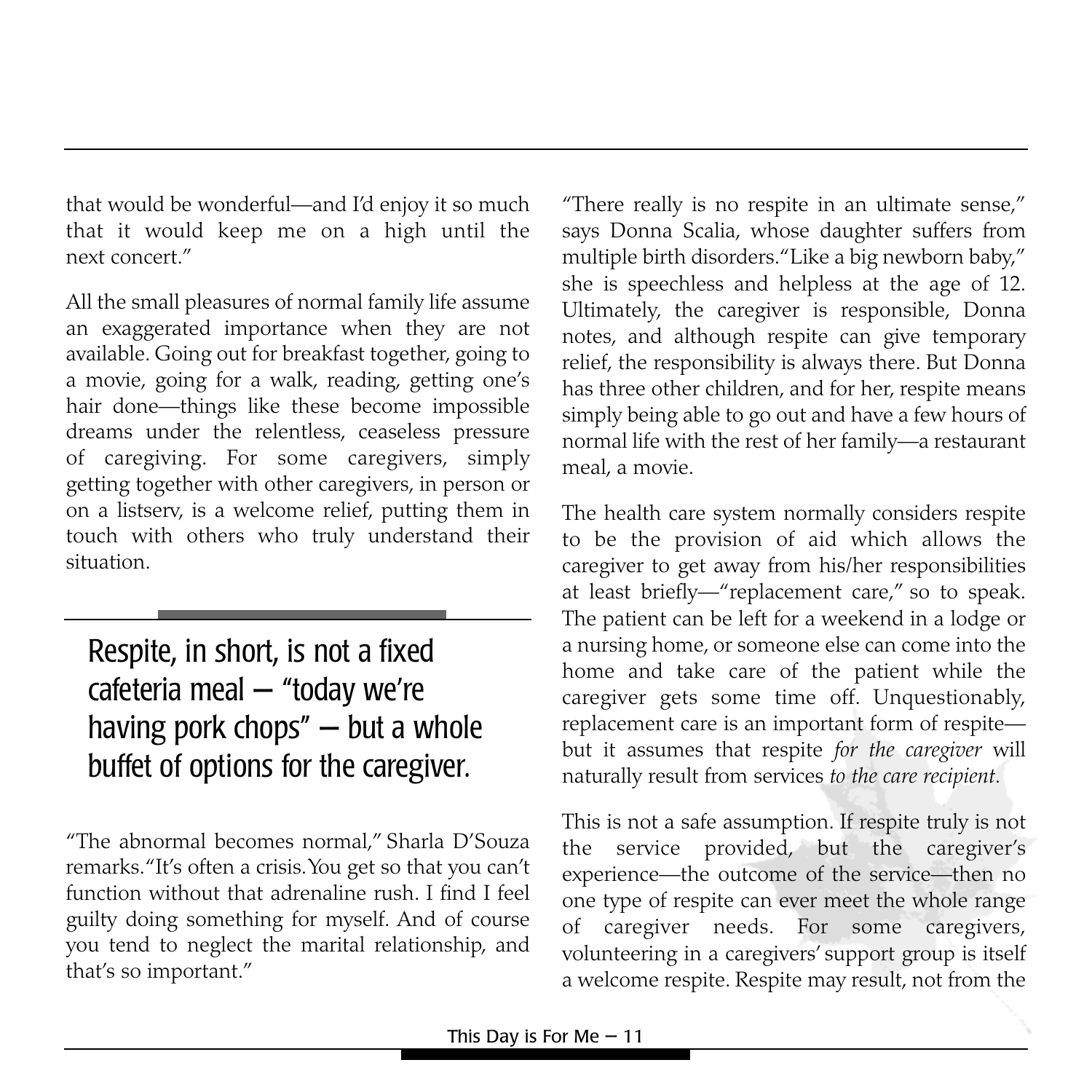that would be wonderful—and I'd enjoy it so much that it would keep me on a high until the next concert."

All the small pleasures of normal family life assume an exaggerated importance when they are not available. Going out for breakfast together, going to a movie, going for a walk, reading, getting one's hair done—things like these become impossible dreams under the relentless, ceaseless pressure of caregiving. For some caregivers, simply getting together with other caregivers, in person or on a listserv, is a welcome relief, putting them in touch with others who truly understand their situation.

> Respite, in short, is not a fixed cafeteria meal – "today we're having pork chops" – but a whole buffet of options for the caregiver.

"The abnormal becomes normal," Sharla D'Souza remarks. "It's often a crisis. You get so that you can't function without that adrenaline rush. I find I feel guilty doing something for myself. And of course you tend to neglect the marital relationship, and that's so important."

"There really is no respite in an ultimate sense," says Donna Scalia, whose daughter suffers from multiple birth disorders. "Like a big newborn baby," she is speechless and helpless at the age of 12. Ultimately, the caregiver is responsible, Donna notes, and although respite can give temporary relief, the responsibility is always there. But Donna has three other children, and for her, respite means simply being able to go out and have a few hours of normal life with the rest of her family—a restaurant meal, a movie.

The health care system normally considers respite to be the provision of aid which allows the caregiver to get away from his/her responsibilities at least briefly—"replacement care," so to speak. The patient can be left for a weekend in a lodge or a nursing home, or someone else can come into the home and take care of the patient while the caregiver gets some time off. Unquestionably, replacement care is an important form of respite—but it assumes that respite *for the caregiver* will naturally result from services *to the care recipient*.

This is not a safe assumption. If respite truly is not the service provided, but the caregiver's experience—the outcome of the service—then no one type of respite can ever meet the whole range of caregiver needs. For some caregivers, volunteering in a caregivers' support group is itself a welcome respite. Respite may result, not from the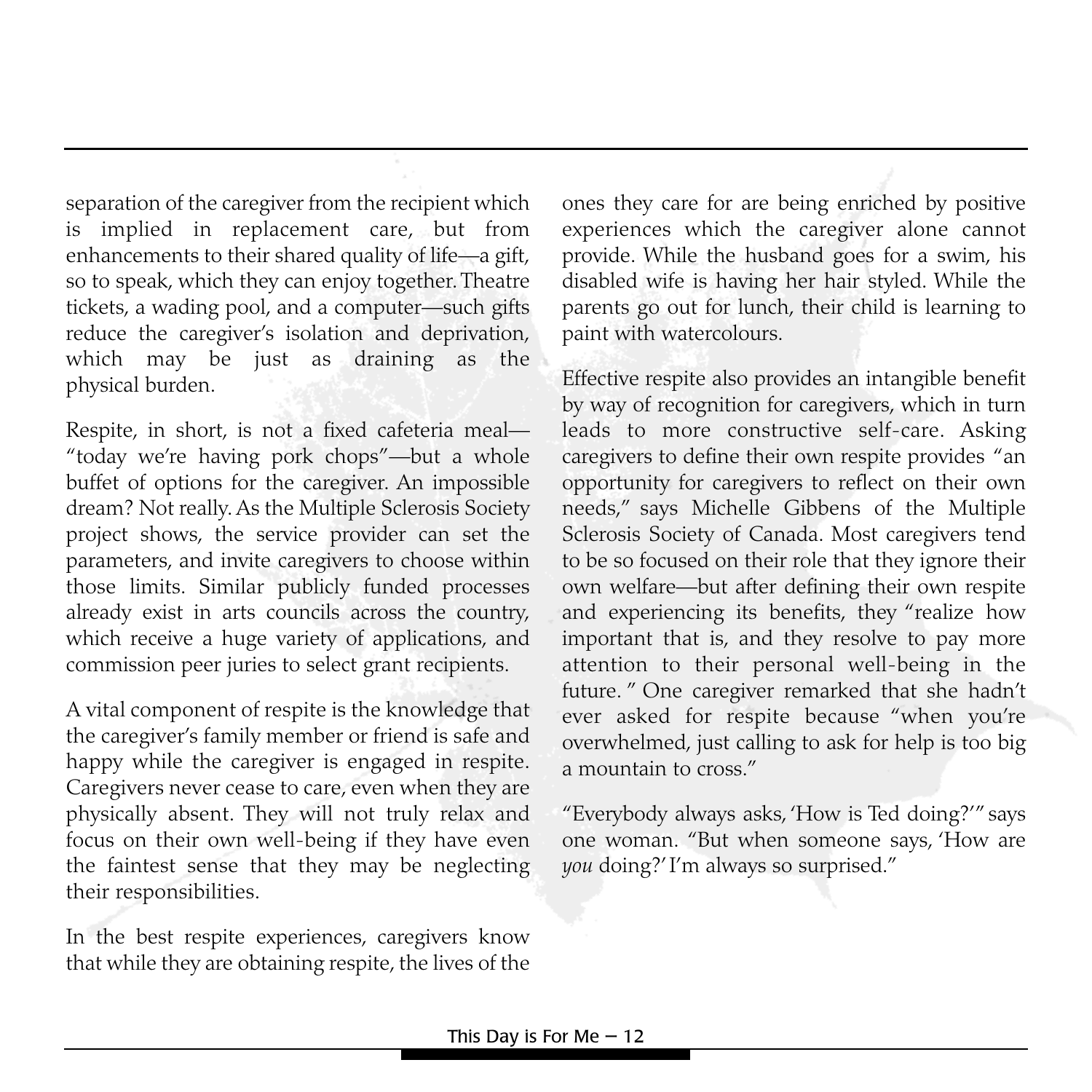separation of the caregiver from the recipient which is implied in replacement care, but from enhancements to their shared quality of life—a gift, so to speak, which they can enjoy together. Theatre tickets, a wading pool, and a computer—such gifts reduce the caregiver's isolation and deprivation, which may be just as draining as the physical burden.

Respite, in short, is not a fixed cafeteria meal—"today we're having pork chops"—but a whole buffet of options for the caregiver. An impossible dream? Not really. As the Multiple Sclerosis Society project shows, the service provider can set the parameters, and invite caregivers to choose within those limits. Similar publicly funded processes already exist in arts councils across the country, which receive a huge variety of applications, and commission peer juries to select grant recipients.

A vital component of respite is the knowledge that the caregiver's family member or friend is safe and happy while the caregiver is engaged in respite. Caregivers never cease to care, even when they are physically absent. They will not truly relax and focus on their own well-being if they have even the faintest sense that they may be neglecting their responsibilities.

In the best respite experiences, caregivers know that while they are obtaining respite, the lives of the ones they care for are being enriched by positive experiences which the caregiver alone cannot provide. While the husband goes for a swim, his disabled wife is having her hair styled. While the parents go out for lunch, their child is learning to paint with watercolours.

Effective respite also provides an intangible benefit by way of recognition for caregivers, which in turn leads to more constructive self-care. Asking caregivers to define their own respite provides "an opportunity for caregivers to reflect on their own needs," says Michelle Gibbens of the Multiple Sclerosis Society of Canada. Most caregivers tend to be so focused on their role that they ignore their own welfare—but after defining their own respite and experiencing its benefits, they "realize how important that is, and they resolve to pay more attention to their personal well-being in the future. " One caregiver remarked that she hadn't ever asked for respite because "when you're overwhelmed, just calling to ask for help is too big a mountain to cross."

"Everybody always asks, 'How is Ted doing?'" says one woman. "But when someone says, 'How are *you* doing?' I'm always so surprised."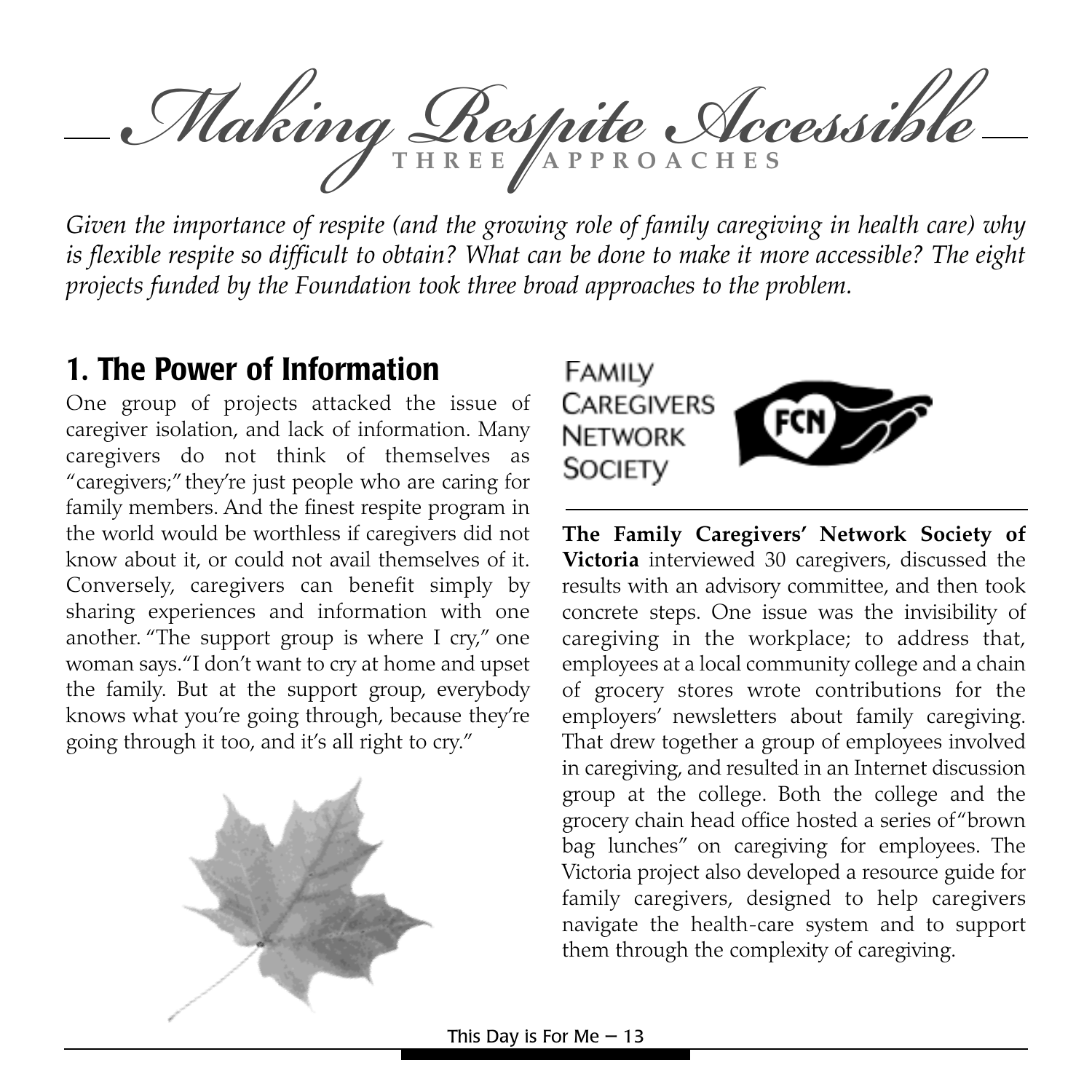# Making Respite Accessible

## THREE APPROACHES

*Given the importance of respite (and the growing role of family caregiving in health care) why is flexible respite so difficult to obtain? What can be done to make it more accessible? The eight projects funded by the Foundation took three broad approaches to the problem.*

## 1. The Power of Information

One group of projects attacked the issue of caregiver isolation, and lack of information. Many caregivers do not think of themselves as "caregivers;" they're just people who are caring for family members. And the finest respite program in the world would be worthless if caregivers did not know about it, or could not avail themselves of it. Conversely, caregivers can benefit simply by sharing experiences and information with one another. "The support group is where I cry," one woman says. "I don't want to cry at home and upset the family. But at the support group, everybody knows what you're going through, because they're going through it too, and it's all right to cry."

FAMILY CAREGIVERS NETWORK SOCIETY

**The Family Caregivers' Network Society of Victoria** interviewed 30 caregivers, discussed the results with an advisory committee, and then took concrete steps. One issue was the invisibility of caregiving in the workplace; to address that, employees at a local community college and a chain of grocery stores wrote contributions for the employers' newsletters about family caregiving. That drew together a group of employees involved in caregiving, and resulted in an Internet discussion group at the college. Both the college and the grocery chain head office hosted a series of "brown bag lunches" on caregiving for employees. The Victoria project also developed a resource guide for family caregivers, designed to help caregivers navigate the health-care system and to support them through the complexity of caregiving.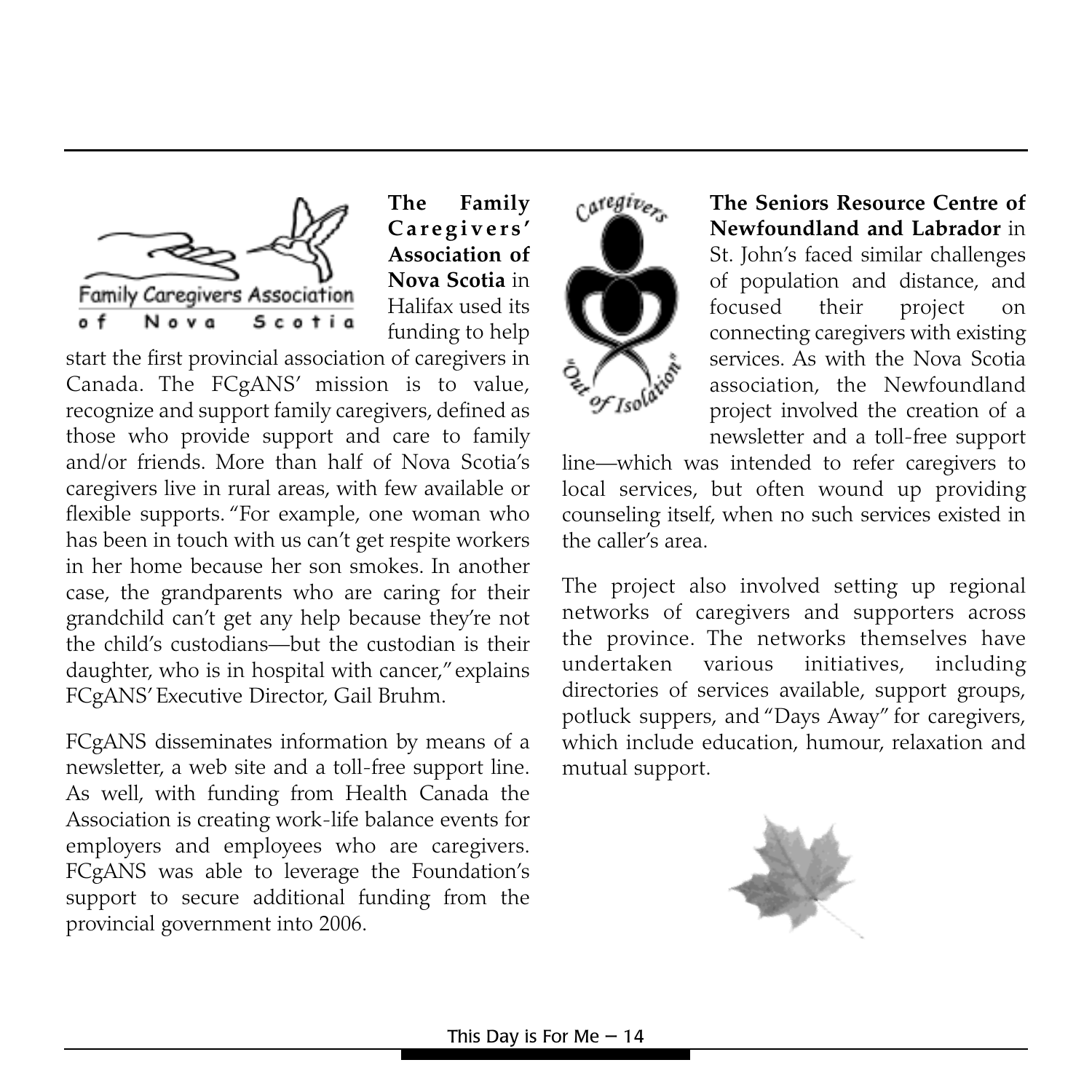**The Family Caregivers' Association of Nova Scotia** in Halifax used its funding to help start the first provincial association of caregivers in Canada. The FCgANS' mission is to value, recognize and support family caregivers, defined as those who provide support and care to family and/or friends. More than half of Nova Scotia's caregivers live in rural areas, with few available or flexible supports. "For example, one woman who has been in touch with us can't get respite workers in her home because her son smokes. In another case, the grandparents who are caring for their grandchild can't get any help because they're not the child's custodians—but the custodian is their daughter, who is in hospital with cancer," explains FCgANS' Executive Director, Gail Bruhm.

FCgANS disseminates information by means of a newsletter, a web site and a toll-free support line. As well, with funding from Health Canada the Association is creating work-life balance events for employers and employees who are caregivers. FCgANS was able to leverage the Foundation's support to secure additional funding from the provincial government into 2006.

**The Seniors Resource Centre of Newfoundland and Labrador** in St. John's faced similar challenges of population and distance, and focused their project on connecting caregivers with existing services. As with the Nova Scotia association, the Newfoundland project involved the creation of a newsletter and a toll-free support line—which was intended to refer caregivers to local services, but often wound up providing counseling itself, when no such services existed in the caller's area.

The project also involved setting up regional networks of caregivers and supporters across the province. The networks themselves have undertaken various initiatives, including directories of services available, support groups, potluck suppers, and "Days Away" for caregivers, which include education, humour, relaxation and mutual support.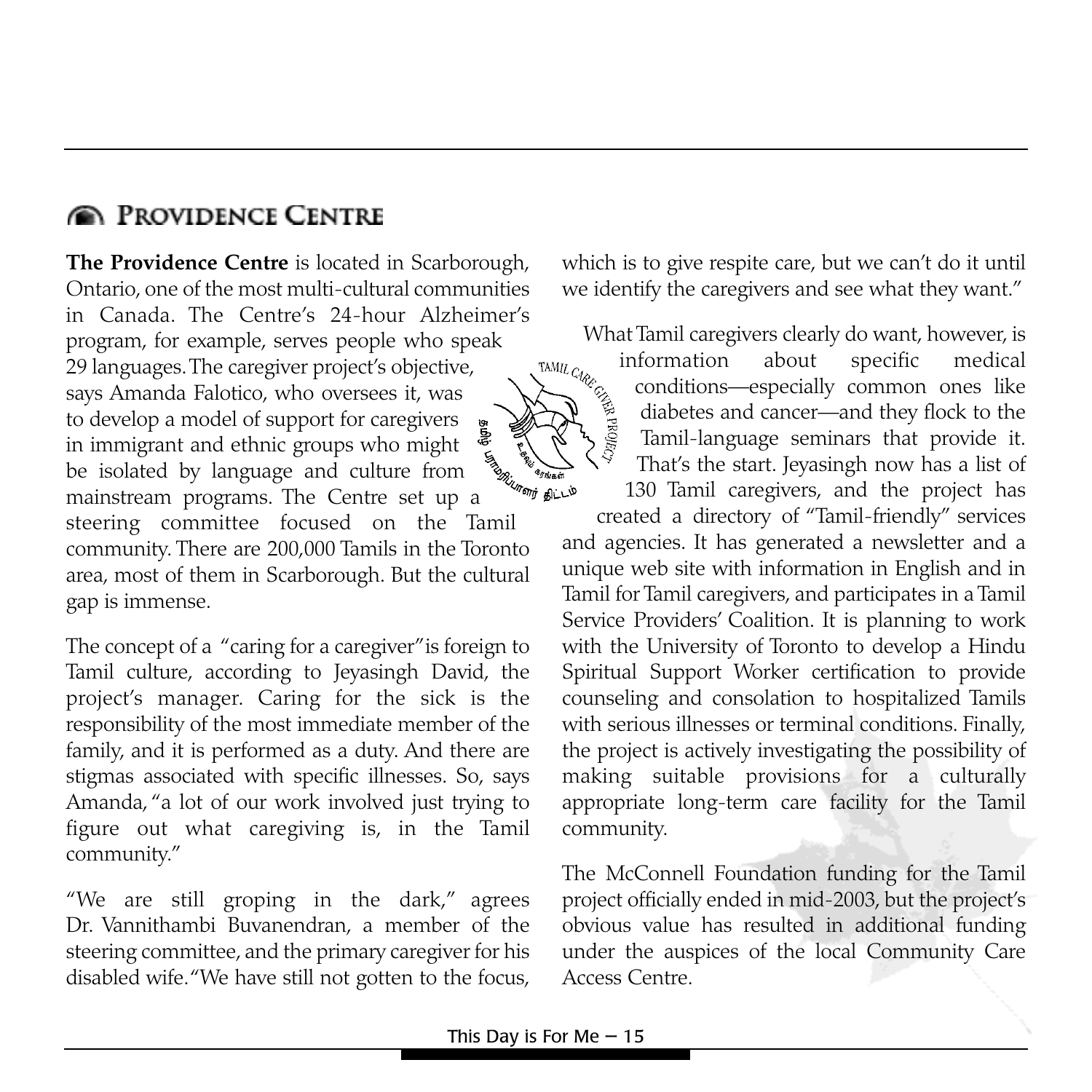## Providence Centre

**The Providence Centre** is located in Scarborough, Ontario, one of the most multi-cultural communities in Canada. The Centre's 24-hour Alzheimer's program, for example, serves people who speak 29 languages. The caregiver project's objective, says Amanda Falotico, who oversees it, was to develop a model of support for caregivers in immigrant and ethnic groups who might be isolated by language and culture from mainstream programs. The Centre set up a steering committee focused on the Tamil community. There are 200,000 Tamils in the Toronto area, most of them in Scarborough. But the cultural gap is immense.

The concept of a "caring for a caregiver" is foreign to Tamil culture, according to Jeyasingh David, the project's manager. Caring for the sick is the responsibility of the most immediate member of the family, and it is performed as a duty. And there are stigmas associated with specific illnesses. So, says Amanda, "a lot of our work involved just trying to figure out what caregiving is, in the Tamil community."

"We are still groping in the dark," agrees Dr. Vannithambi Buvanendran, a member of the steering committee, and the primary caregiver for his disabled wife. "We have still not gotten to the focus, which is to give respite care, but we can't do it until we identify the caregivers and see what they want."

What Tamil caregivers clearly do want, however, is information about specific medical conditions—especially common ones like diabetes and cancer—and they flock to the Tamil-language seminars that provide it. That's the start. Jeyasingh now has a list of 130 Tamil caregivers, and the project has created a directory of "Tamil-friendly" services and agencies. It has generated a newsletter and a unique web site with information in English and in Tamil for Tamil caregivers, and participates in a Tamil Service Providers' Coalition. It is planning to work with the University of Toronto to develop a Hindu Spiritual Support Worker certification to provide counseling and consolation to hospitalized Tamils with serious illnesses or terminal conditions. Finally, the project is actively investigating the possibility of making suitable provisions for a culturally appropriate long-term care facility for the Tamil community.

The McConnell Foundation funding for the Tamil project officially ended in mid-2003, but the project's obvious value has resulted in additional funding under the auspices of the local Community Care Access Centre.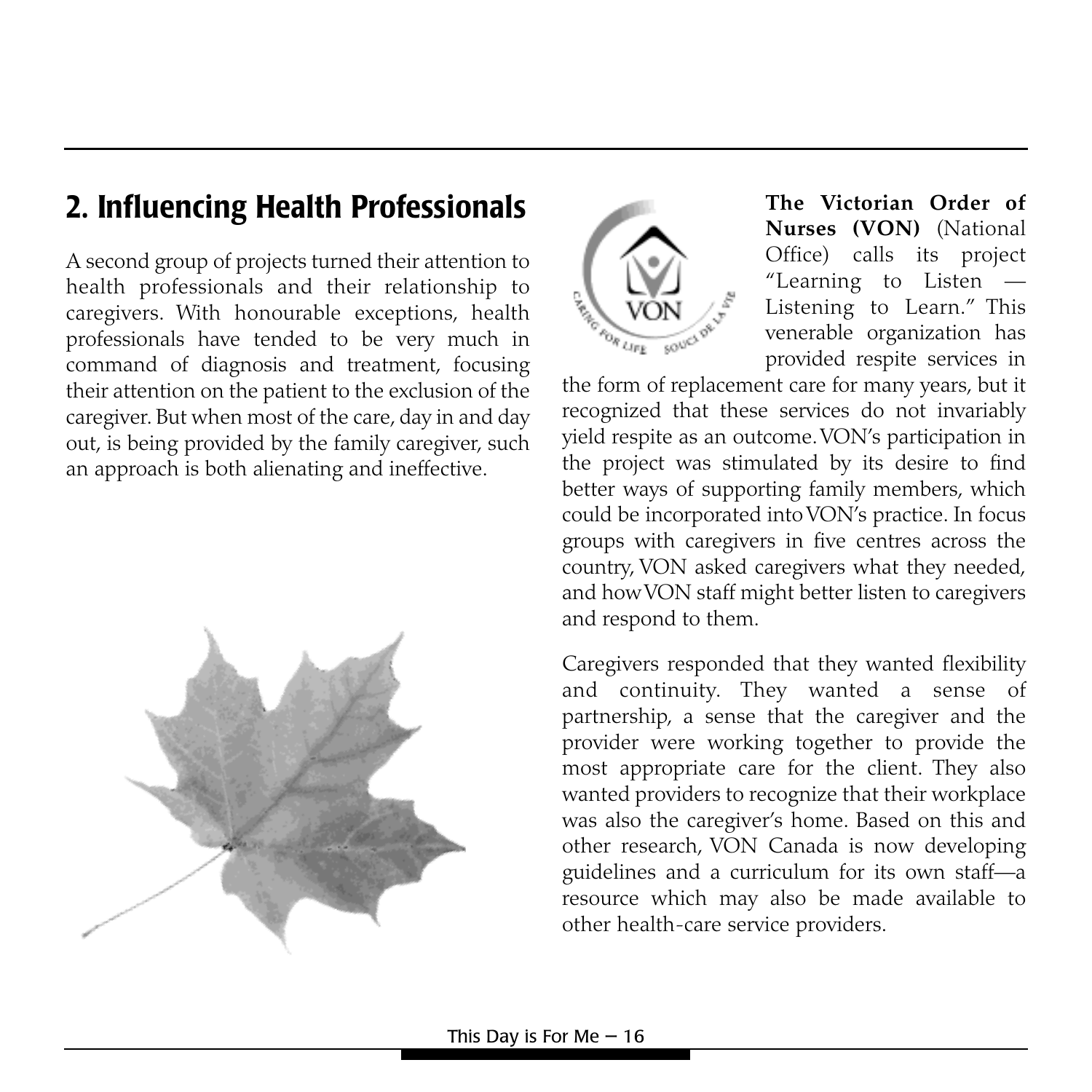## 2. Influencing Health Professionals

A second group of projects turned their attention to health professionals and their relationship to caregivers. With honourable exceptions, health professionals have tended to be very much in command of diagnosis and treatment, focusing their attention on the patient to the exclusion of the caregiver. But when most of the care, day in and day out, is being provided by the family caregiver, such an approach is both alienating and ineffective.

**The Victorian Order of Nurses (VON)** (National Office) calls its project "Learning to Listen — Listening to Learn." This venerable organization has provided respite services in the form of replacement care for many years, but it recognized that these services do not invariably yield respite as an outcome. VON's participation in the project was stimulated by its desire to find better ways of supporting family members, which could be incorporated into VON's practice. In focus groups with caregivers in five centres across the country, VON asked caregivers what they needed, and how VON staff might better listen to caregivers and respond to them.

Caregivers responded that they wanted flexibility and continuity. They wanted a sense of partnership, a sense that the caregiver and the provider were working together to provide the most appropriate care for the client. They also wanted providers to recognize that their workplace was also the caregiver's home. Based on this and other research, VON Canada is now developing guidelines and a curriculum for its own staff—a resource which may also be made available to other health-care service providers.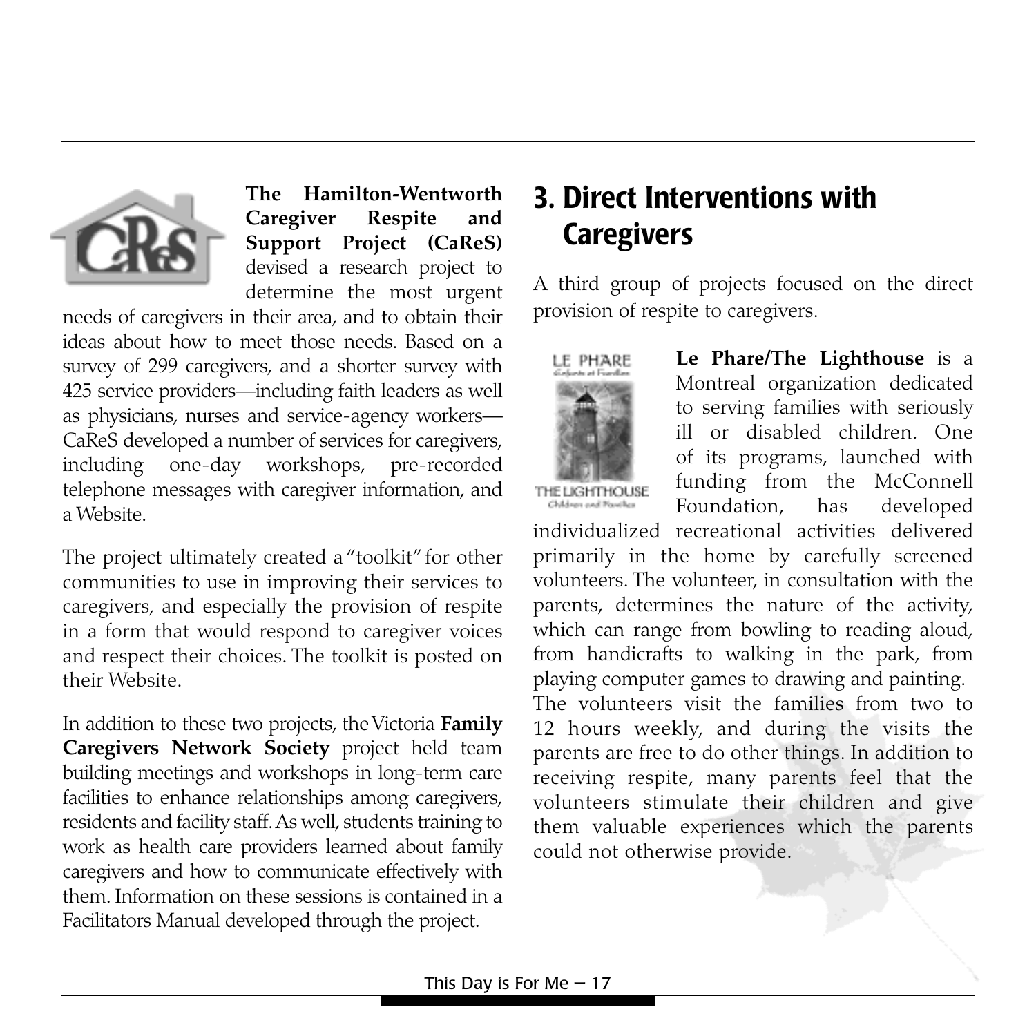**The Hamilton-Wentworth Caregiver Respite and Support Project (CaReS)** devised a research project to determine the most urgent needs of caregivers in their area, and to obtain their ideas about how to meet those needs. Based on a survey of 299 caregivers, and a shorter survey with 425 service providers—including faith leaders as well as physicians, nurses and service-agency workers—CaReS developed a number of services for caregivers, including one-day workshops, pre-recorded telephone messages with caregiver information, and a Website.

The project ultimately created a "toolkit" for other communities to use in improving their services to caregivers, and especially the provision of respite in a form that would respond to caregiver voices and respect their choices. The toolkit is posted on their Website.

In addition to these two projects, the Victoria **Family Caregivers Network Society** project held team building meetings and workshops in long-term care facilities to enhance relationships among caregivers, residents and facility staff. As well, students training to work as health care providers learned about family caregivers and how to communicate effectively with them. Information on these sessions is contained in a Facilitators Manual developed through the project.

## 3. Direct Interventions with Caregivers

A third group of projects focused on the direct provision of respite to caregivers.

**Le Phare/The Lighthouse** is a Montreal organization dedicated to serving families with seriously ill or disabled children. One of its programs, launched with funding from the McConnell Foundation, has developed individualized recreational activities delivered primarily in the home by carefully screened volunteers. The volunteer, in consultation with the parents, determines the nature of the activity, which can range from bowling to reading aloud, from handicrafts to walking in the park, from playing computer games to drawing and painting. The volunteers visit the families from two to 12 hours weekly, and during the visits the parents are free to do other things. In addition to receiving respite, many parents feel that the volunteers stimulate their children and give them valuable experiences which the parents could not otherwise provide.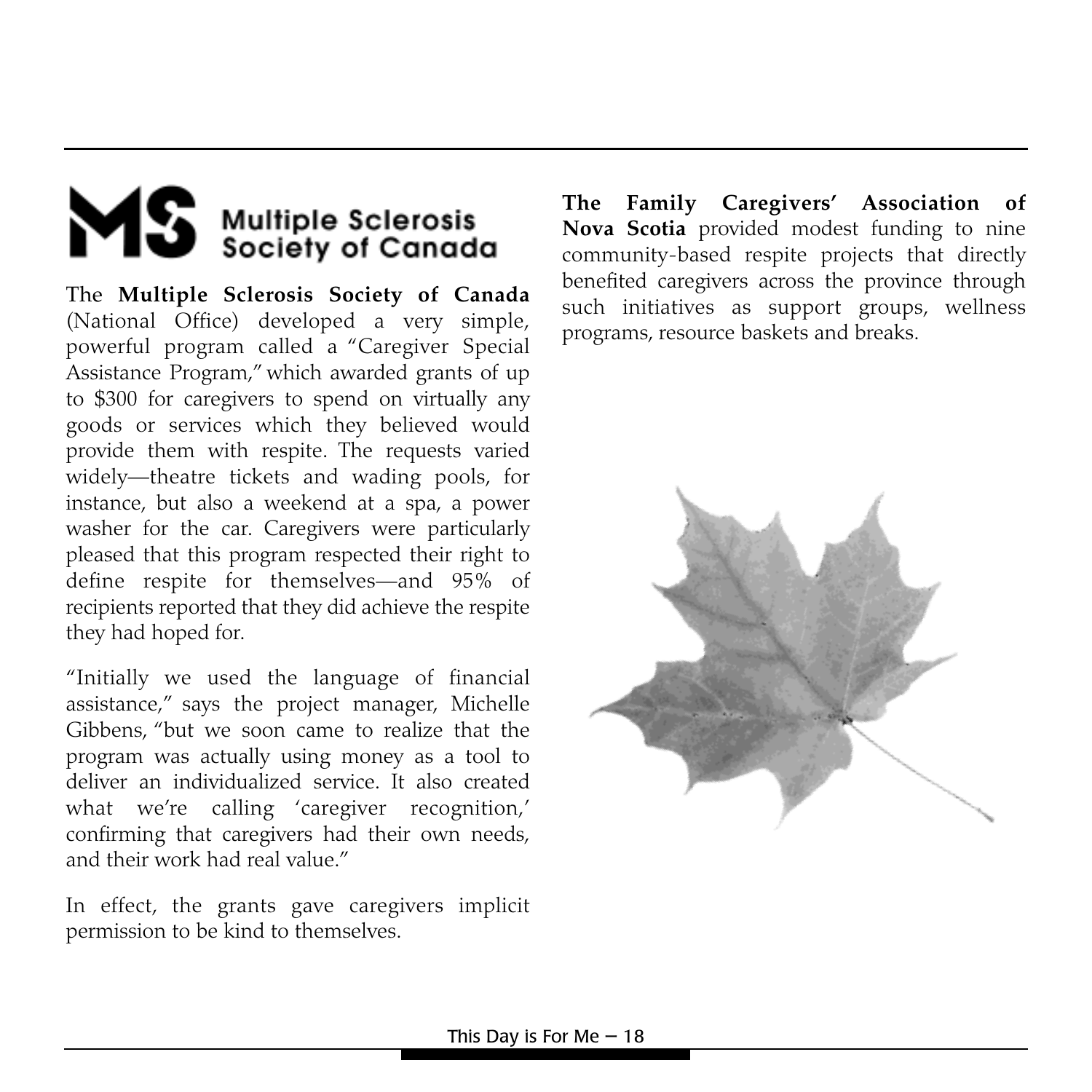Multiple Sclerosis Society of Canada

The **Multiple Sclerosis Society of Canada** (National Office) developed a very simple, powerful program called a "Caregiver Special Assistance Program," which awarded grants of up to $300 for caregivers to spend on virtually any goods or services which they believed would provide them with respite. The requests varied widely—theatre tickets and wading pools, for instance, but also a weekend at a spa, a power washer for the car. Caregivers were particularly pleased that this program respected their right to define respite for themselves—and 95% of recipients reported that they did achieve the respite they had hoped for.

"Initially we used the language of financial assistance," says the project manager, Michelle Gibbens, "but we soon came to realize that the program was actually using money as a tool to deliver an individualized service. It also created what we're calling 'caregiver recognition,' confirming that caregivers had their own needs, and their work had real value."

In effect, the grants gave caregivers implicit permission to be kind to themselves.

**The Family Caregivers' Association of Nova Scotia** provided modest funding to nine community-based respite projects that directly benefited caregivers across the province through such initiatives as support groups, wellness programs, resource baskets and breaks.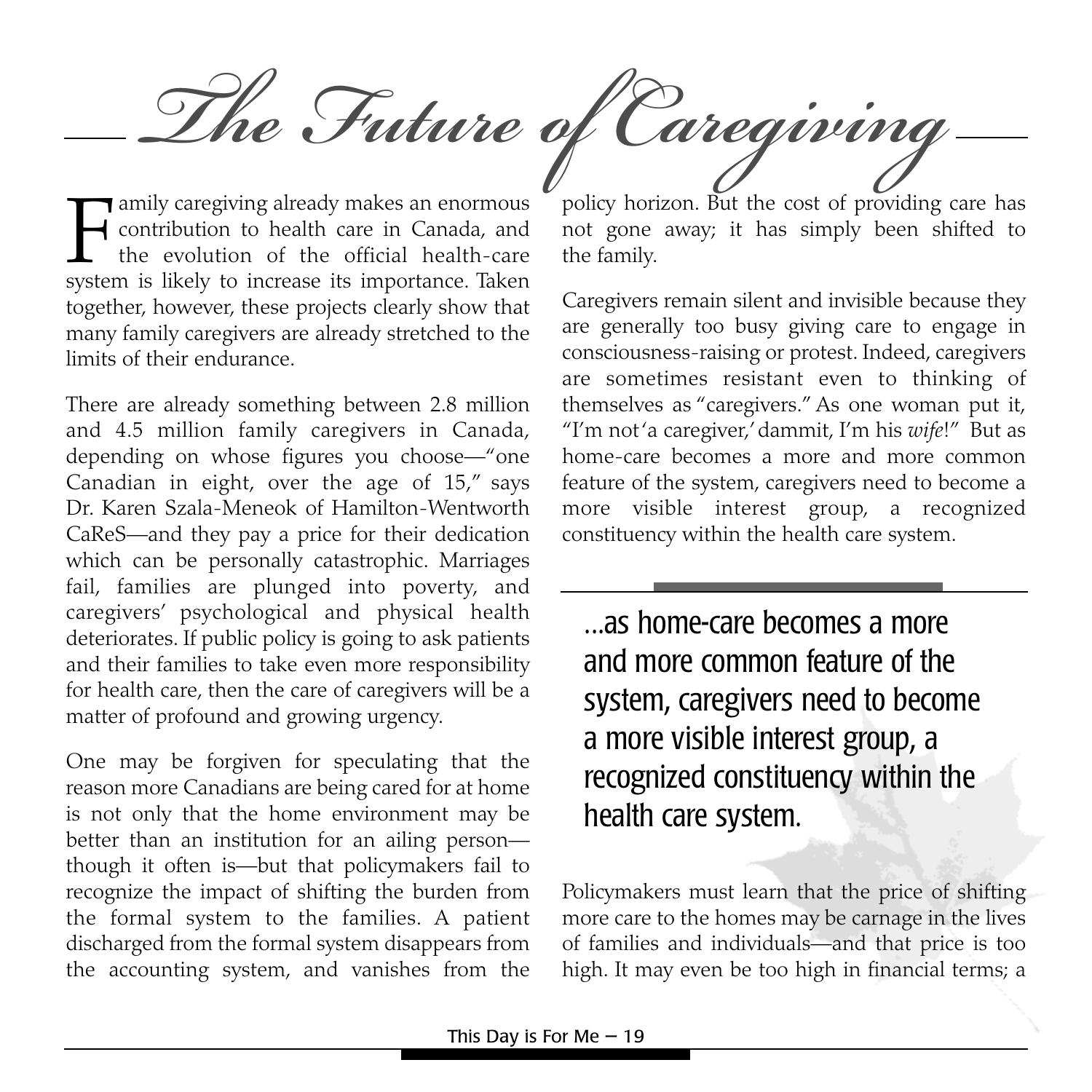# The Future of Caregiving

Family caregiving already makes an enormous contribution to health care in Canada, and the evolution of the official health-care system is likely to increase its importance. Taken together, however, these projects clearly show that many family caregivers are already stretched to the limits of their endurance.

There are already something between 2.8 million and 4.5 million family caregivers in Canada, depending on whose figures you choose—"one Canadian in eight, over the age of 15," says Dr. Karen Szala-Meneok of Hamilton-Wentworth CaReS—and they pay a price for their dedication which can be personally catastrophic. Marriages fail, families are plunged into poverty, and caregivers' psychological and physical health deteriorates. If public policy is going to ask patients and their families to take even more responsibility for health care, then the care of caregivers will be a matter of profound and growing urgency.

One may be forgiven for speculating that the reason more Canadians are being cared for at home is not only that the home environment may be better than an institution for an ailing person—though it often is—but that policymakers fail to recognize the impact of shifting the burden from the formal system to the families. A patient discharged from the formal system disappears from the accounting system, and vanishes from the policy horizon. But the cost of providing care has not gone away; it has simply been shifted to the family.

Caregivers remain silent and invisible because they are generally too busy giving care to engage in consciousness-raising or protest. Indeed, caregivers are sometimes resistant even to thinking of themselves as "caregivers." As one woman put it, "I'm not 'a caregiver,' dammit, I'm his *wife*!" But as home-care becomes a more and more common feature of the system, caregivers need to become a more visible interest group, a recognized constituency within the health care system.

> ...as home-care becomes a more and more common feature of the system, caregivers need to become a more visible interest group, a recognized constituency within the health care system.

Policymakers must learn that the price of shifting more care to the homes may be carnage in the lives of families and individuals—and that price is too high. It may even be too high in financial terms; a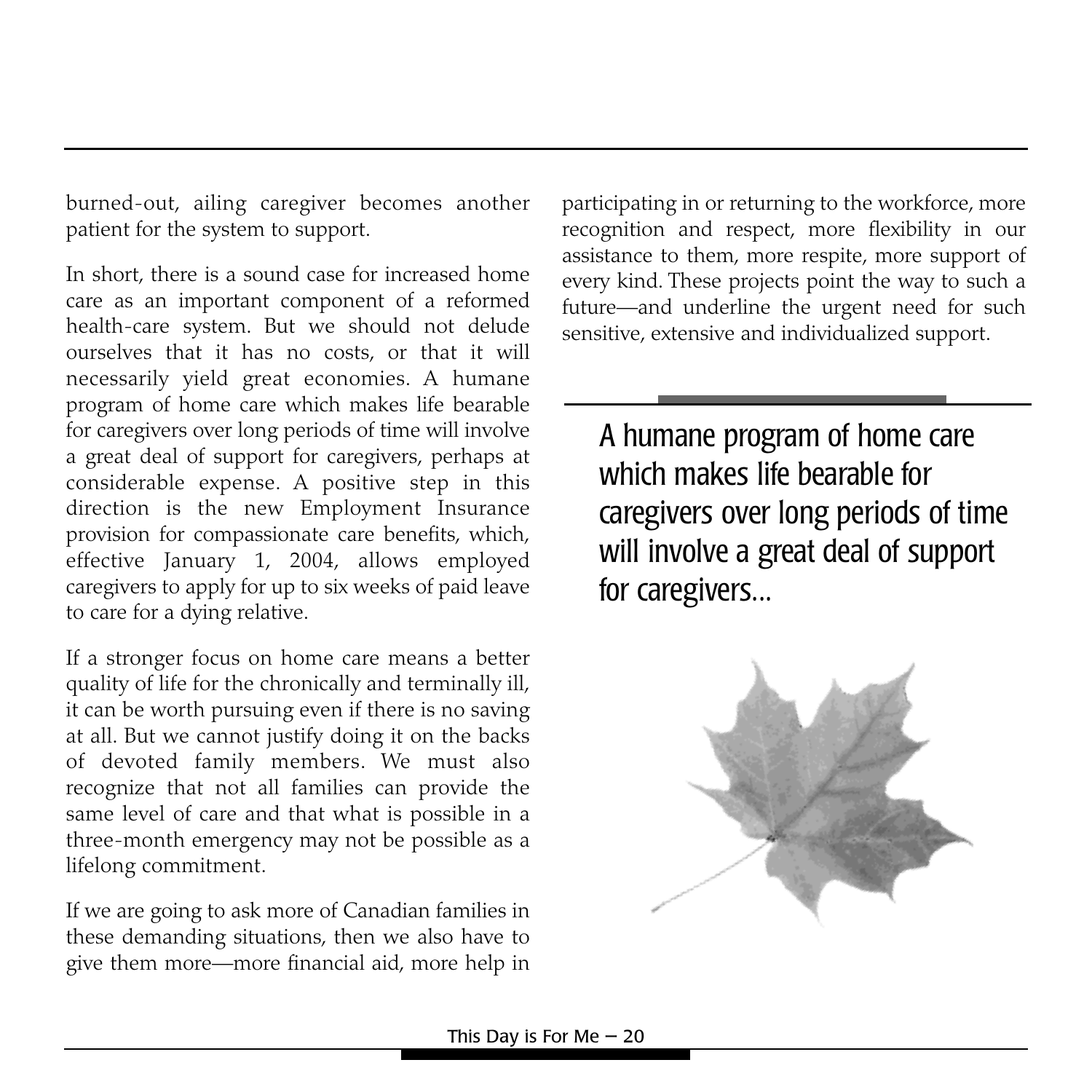burned-out, ailing caregiver becomes another patient for the system to support.

In short, there is a sound case for increased home care as an important component of a reformed health-care system. But we should not delude ourselves that it has no costs, or that it will necessarily yield great economies. A humane program of home care which makes life bearable for caregivers over long periods of time will involve a great deal of support for caregivers, perhaps at considerable expense. A positive step in this direction is the new Employment Insurance provision for compassionate care benefits, which, effective January 1, 2004, allows employed caregivers to apply for up to six weeks of paid leave to care for a dying relative.

If a stronger focus on home care means a better quality of life for the chronically and terminally ill, it can be worth pursuing even if there is no saving at all. But we cannot justify doing it on the backs of devoted family members. We must also recognize that not all families can provide the same level of care and that what is possible in a three-month emergency may not be possible as a lifelong commitment.

If we are going to ask more of Canadian families in these demanding situations, then we also have to give them more—more financial aid, more help in participating in or returning to the workforce, more recognition and respect, more flexibility in our assistance to them, more respite, more support of every kind. These projects point the way to such a future—and underline the urgent need for such sensitive, extensive and individualized support.

> A humane program of home care which makes life bearable for caregivers over long periods of time will involve a great deal of support for caregivers...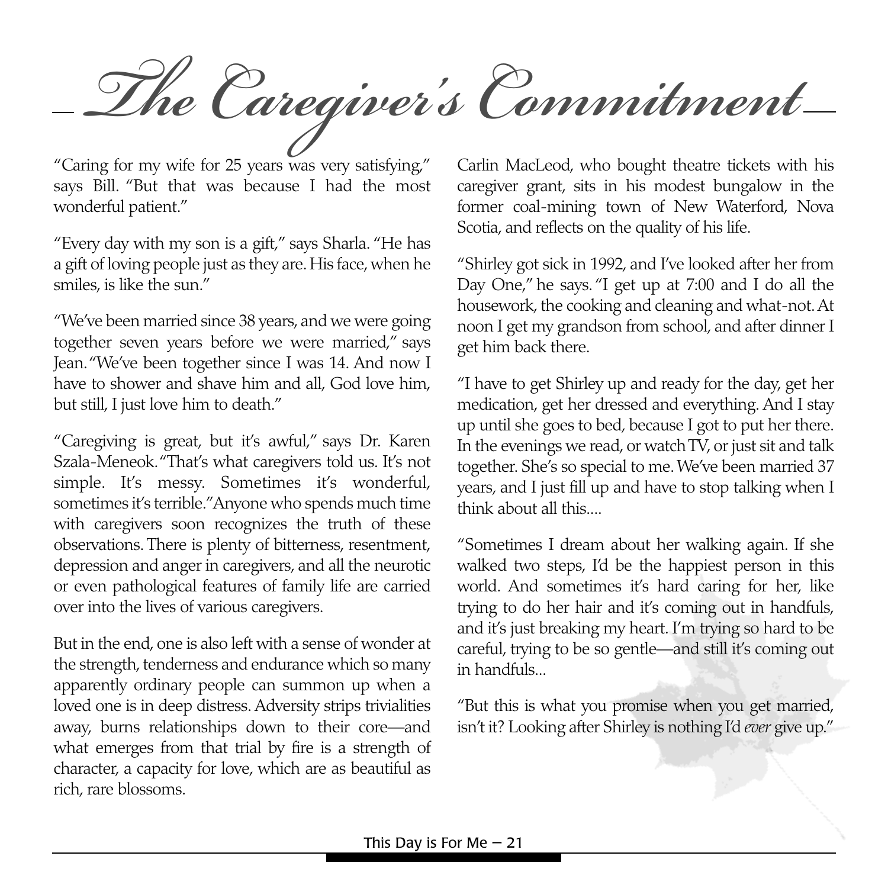# The Caregiver's Commitment

"Caring for my wife for 25 years was very satisfying," says Bill. "But that was because I had the most wonderful patient."

"Every day with my son is a gift," says Sharla. "He has a gift of loving people just as they are. His face, when he smiles, is like the sun."

"We've been married since 38 years, and we were going together seven years before we were married," says Jean. "We've been together since I was 14. And now I have to shower and shave him and all, God love him, but still, I just love him to death."

"Caregiving is great, but it's awful," says Dr. Karen Szala-Meneok. "That's what caregivers told us. It's not simple. It's messy. Sometimes it's wonderful, sometimes it's terrible." Anyone who spends much time with caregivers soon recognizes the truth of these observations. There is plenty of bitterness, resentment, depression and anger in caregivers, and all the neurotic or even pathological features of family life are carried over into the lives of various caregivers.

But in the end, one is also left with a sense of wonder at the strength, tenderness and endurance which so many apparently ordinary people can summon up when a loved one is in deep distress. Adversity strips trivialities away, burns relationships down to their core—and what emerges from that trial by fire is a strength of character, a capacity for love, which are as beautiful as rich, rare blossoms.

Carlin MacLeod, who bought theatre tickets with his caregiver grant, sits in his modest bungalow in the former coal-mining town of New Waterford, Nova Scotia, and reflects on the quality of his life.

"Shirley got sick in 1992, and I've looked after her from Day One," he says. "I get up at 7:00 and I do all the housework, the cooking and cleaning and what-not. At noon I get my grandson from school, and after dinner I get him back there.

"I have to get Shirley up and ready for the day, get her medication, get her dressed and everything. And I stay up until she goes to bed, because I got to put her there. In the evenings we read, or watch TV, or just sit and talk together. She's so special to me. We've been married 37 years, and I just fill up and have to stop talking when I think about all this....

"Sometimes I dream about her walking again. If she walked two steps, I'd be the happiest person in this world. And sometimes it's hard caring for her, like trying to do her hair and it's coming out in handfuls, and it's just breaking my heart. I'm trying so hard to be careful, trying to be so gentle—and still it's coming out in handfuls...

"But this is what you promise when you get married, isn't it? Looking after Shirley is nothing I'd *ever* give up."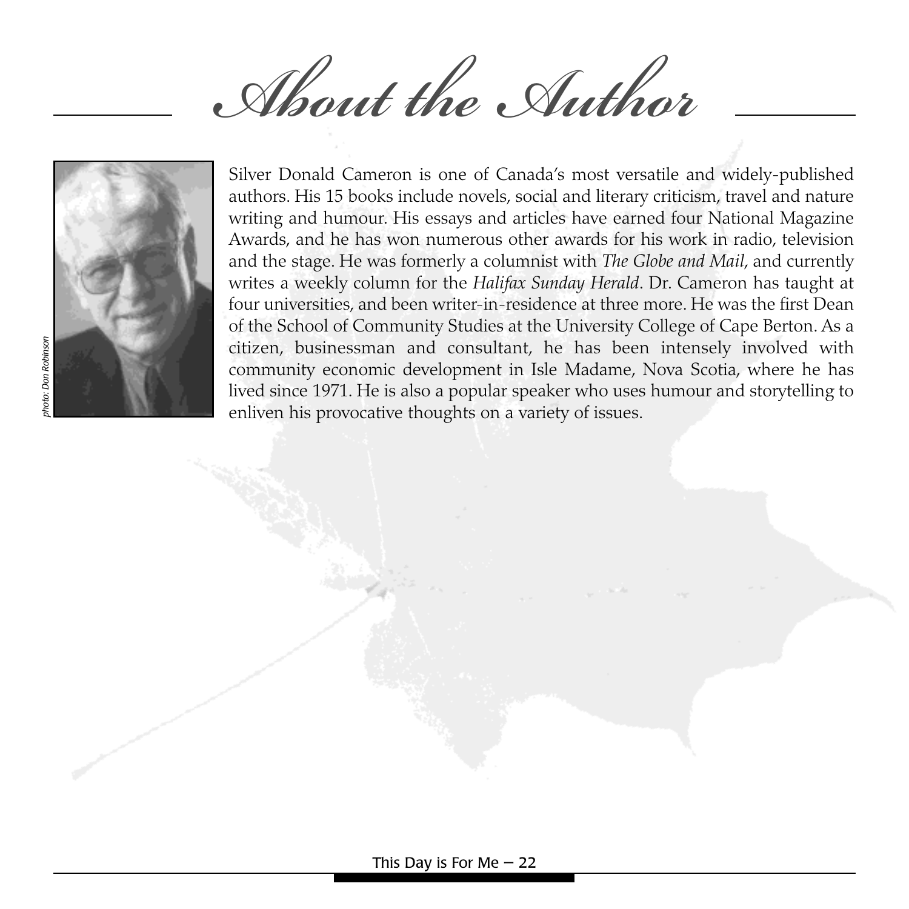# About the Author

*photo: Don Robinson*

Silver Donald Cameron is one of Canada's most versatile and widely-published authors. His 15 books include novels, social and literary criticism, travel and nature writing and humour. His essays and articles have earned four National Magazine Awards, and he has won numerous other awards for his work in radio, television and the stage. He was formerly a columnist with *The Globe and Mail*, and currently writes a weekly column for the *Halifax Sunday Herald*. Dr. Cameron has taught at four universities, and been writer-in-residence at three more. He was the first Dean of the School of Community Studies at the University College of Cape Berton. As a citizen, businessman and consultant, he has been intensely involved with community economic development in Isle Madame, Nova Scotia, where he has lived since 1971. He is also a popular speaker who uses humour and storytelling to enliven his provocative thoughts on a variety of issues.